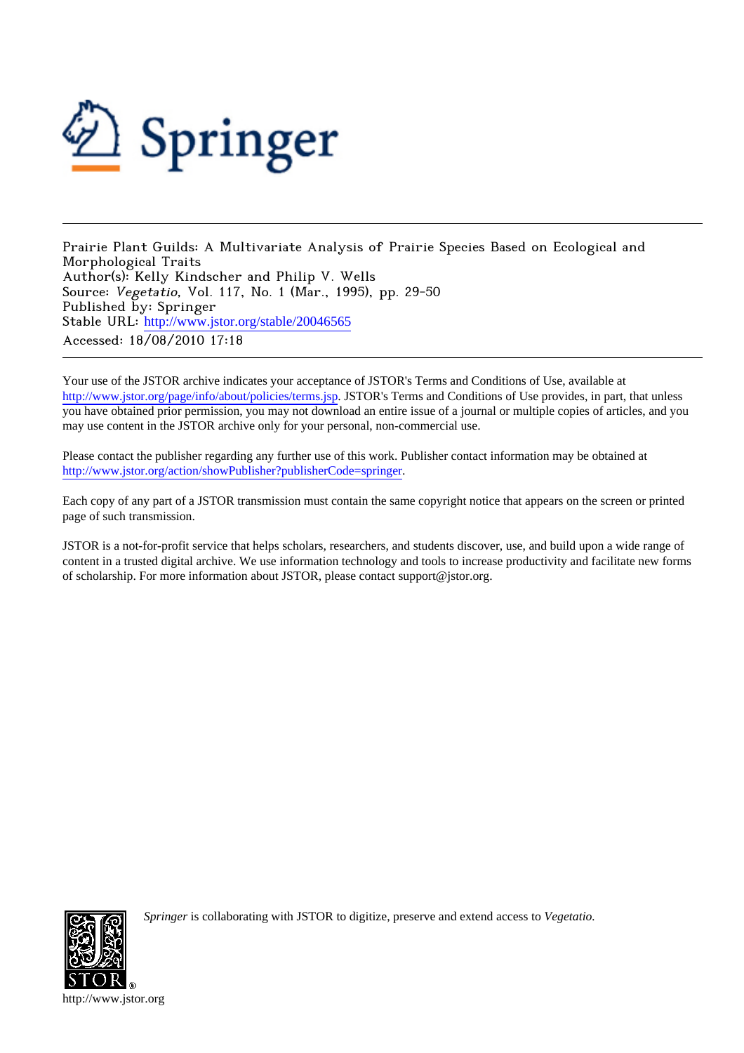Springer

Prairie Plant Guilds: A Multivariate Analysis of Prairie Species Based on Ecological and Morphological Traits
Author(s): Kelly Kindscher and Philip V. Wells
Source: *Vegetatio*, Vol. 117, No. 1 (Mar., 1995), pp. 29-50
Published by: Springer
Stable URL: http://www.jstor.org/stable/20046565
Accessed: 18/08/2010 17:18

Your use of the JSTOR archive indicates your acceptance of JSTOR's Terms and Conditions of Use, available at http://www.jstor.org/page/info/about/policies/terms.jsp. JSTOR's Terms and Conditions of Use provides, in part, that unless you have obtained prior permission, you may not download an entire issue of a journal or multiple copies of articles, and you may use content in the JSTOR archive only for your personal, non-commercial use.

Please contact the publisher regarding any further use of this work. Publisher contact information may be obtained at http://www.jstor.org/action/showPublisher?publisherCode=springer.

Each copy of any part of a JSTOR transmission must contain the same copyright notice that appears on the screen or printed page of such transmission.

JSTOR is a not-for-profit service that helps scholars, researchers, and students discover, use, and build upon a wide range of content in a trusted digital archive. We use information technology and tools to increase productivity and facilitate new forms of scholarship. For more information about JSTOR, please contact support@jstor.org.

*Springer* is collaborating with JSTOR to digitize, preserve and extend access to *Vegetatio*.

http://www.jstor.org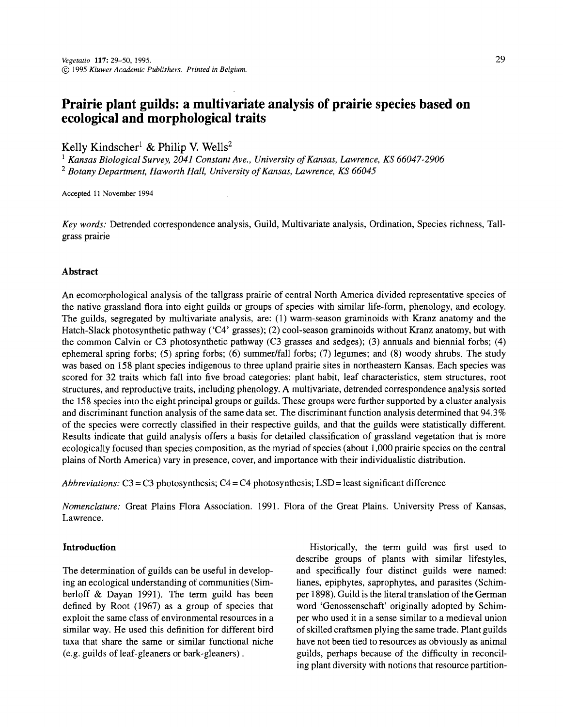# Prairie plant guilds: a multivariate analysis of prairie species based on ecological and morphological traits

Kelly Kindscher[1] & Philip V. Wells[2]

[1] *Kansas Biological Survey, 2041 Constant Ave., University of Kansas, Lawrence, KS 66047-2906*
[2] *Botany Department, Haworth Hall, University of Kansas, Lawrence, KS 66045*

Accepted 11 November 1994

*Key words:* Detrended correspondence analysis, Guild, Multivariate analysis, Ordination, Species richness, Tallgrass prairie

## Abstract

An ecomorphological analysis of the tallgrass prairie of central North America divided representative species of the native grassland flora into eight guilds or groups of species with similar life-form, phenology, and ecology. The guilds, segregated by multivariate analysis, are: (1) warm-season graminoids with Kranz anatomy and the Hatch-Slack photosynthetic pathway ('C4' grasses); (2) cool-season graminoids without Kranz anatomy, but with the common Calvin or C3 photosynthetic pathway (C3 grasses and sedges); (3) annuals and biennial forbs; (4) ephemeral spring forbs; (5) spring forbs; (6) summer/fall forbs; (7) legumes; and (8) woody shrubs. The study was based on 158 plant species indigenous to three upland prairie sites in northeastern Kansas. Each species was scored for 32 traits which fall into five broad categories: plant habit, leaf characteristics, stem structures, root structures, and reproductive traits, including phenology. A multivariate, detrended correspondence analysis sorted the 158 species into the eight principal groups or guilds. These groups were further supported by a cluster analysis and discriminant function analysis of the same data set. The discriminant function analysis determined that 94.3% of the species were correctly classified in their respective guilds, and that the guilds were statistically different. Results indicate that guild analysis offers a basis for detailed classification of grassland vegetation that is more ecologically focused than species composition, as the myriad of species (about 1,000 prairie species on the central plains of North America) vary in presence, cover, and importance with their individualistic distribution.

*Abbreviations:* C3 = C3 photosynthesis; C4 = C4 photosynthesis; LSD = least significant difference

*Nomenclature:* Great Plains Flora Association. 1991. Flora of the Great Plains. University Press of Kansas, Lawrence.

## Introduction

The determination of guilds can be useful in developing an ecological understanding of communities (Simberloff & Dayan 1991). The term guild has been defined by Root (1967) as a group of species that exploit the same class of environmental resources in a similar way. He used this definition for different bird taxa that share the same or similar functional niche (e.g. guilds of leaf-gleaners or bark-gleaners).

Historically, the term guild was first used to describe groups of plants with similar lifestyles, and specifically four distinct guilds were named: lianes, epiphytes, saprophytes, and parasites (Schimper 1898). Guild is the literal translation of the German word 'Genossenschaft' originally adopted by Schimper who used it in a sense similar to a medieval union of skilled craftsmen plying the same trade. Plant guilds have not been tied to resources as obviously as animal guilds, perhaps because of the difficulty in reconciling plant diversity with notions that resource partition-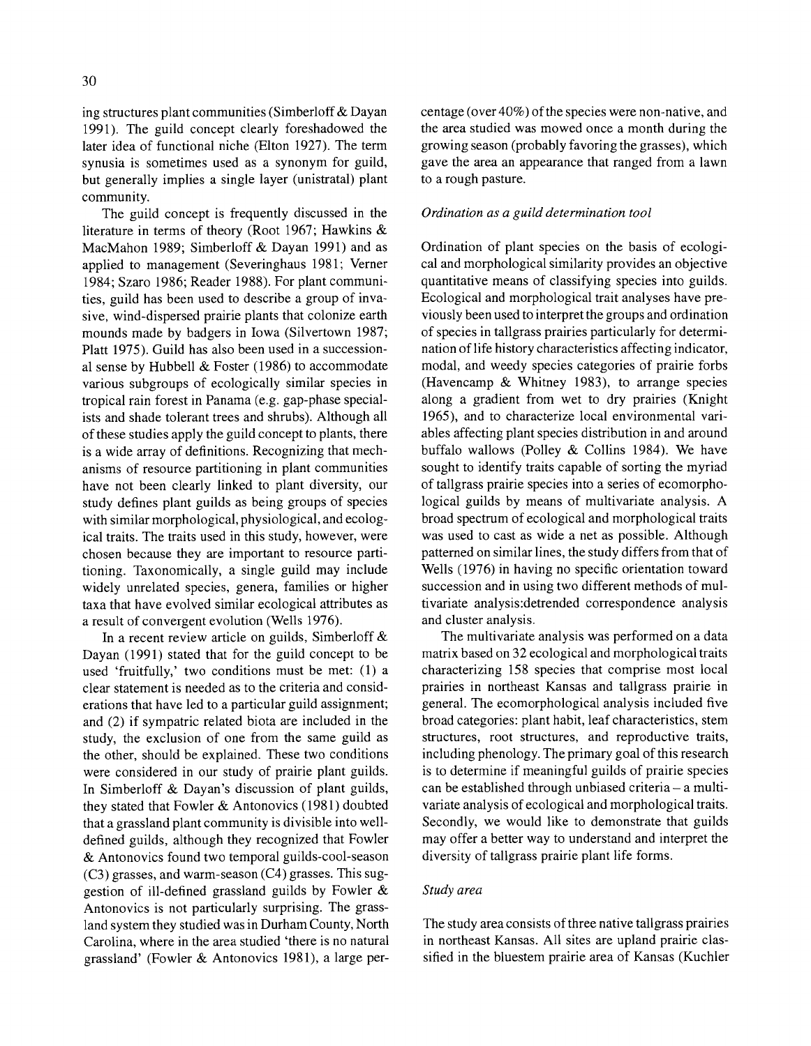ing structures plant communities (Simberloff & Dayan 1991). The guild concept clearly foreshadowed the later idea of functional niche (Elton 1927). The term synusia is sometimes used as a synonym for guild, but generally implies a single layer (unistratal) plant community.

The guild concept is frequently discussed in the literature in terms of theory (Root 1967; Hawkins & MacMahon 1989; Simberloff & Dayan 1991) and as applied to management (Severinghaus 1981; Verner 1984; Szaro 1986; Reader 1988). For plant communities, guild has been used to describe a group of invasive, wind-dispersed prairie plants that colonize earth mounds made by badgers in Iowa (Silvertown 1987; Platt 1975). Guild has also been used in a successional sense by Hubbell & Foster (1986) to accommodate various subgroups of ecologically similar species in tropical rain forest in Panama (e.g. gap-phase specialists and shade tolerant trees and shrubs). Although all of these studies apply the guild concept to plants, there is a wide array of definitions. Recognizing that mechanisms of resource partitioning in plant communities have not been clearly linked to plant diversity, our study defines plant guilds as being groups of species with similar morphological, physiological, and ecological traits. The traits used in this study, however, were chosen because they are important to resource partitioning. Taxonomically, a single guild may include widely unrelated species, genera, families or higher taxa that have evolved similar ecological attributes as a result of convergent evolution (Wells 1976).

In a recent review article on guilds, Simberloff & Dayan (1991) stated that for the guild concept to be used 'fruitfully,' two conditions must be met: (1) a clear statement is needed as to the criteria and considerations that have led to a particular guild assignment; and (2) if sympatric related biota are included in the study, the exclusion of one from the same guild as the other, should be explained. These two conditions were considered in our study of prairie plant guilds. In Simberloff & Dayan's discussion of plant guilds, they stated that Fowler & Antonovics (1981) doubted that a grassland plant community is divisible into well-defined guilds, although they recognized that Fowler & Antonovics found two temporal guilds-cool-season (C3) grasses, and warm-season (C4) grasses. This suggestion of ill-defined grassland guilds by Fowler & Antonovics is not particularly surprising. The grassland system they studied was in Durham County, North Carolina, where in the area studied 'there is no natural grassland' (Fowler & Antonovics 1981), a large percentage (over 40%) of the species were non-native, and the area studied was mowed once a month during the growing season (probably favoring the grasses), which gave the area an appearance that ranged from a lawn to a rough pasture.

### *Ordination as a guild determination tool*

Ordination of plant species on the basis of ecological and morphological similarity provides an objective quantitative means of classifying species into guilds. Ecological and morphological trait analyses have previously been used to interpret the groups and ordination of species in tallgrass prairies particularly for determination of life history characteristics affecting indicator, modal, and weedy species categories of prairie forbs (Havencamp & Whitney 1983), to arrange species along a gradient from wet to dry prairies (Knight 1965), and to characterize local environmental variables affecting plant species distribution in and around buffalo wallows (Polley & Collins 1984). We have sought to identify traits capable of sorting the myriad of tallgrass prairie species into a series of ecomorphological guilds by means of multivariate analysis. A broad spectrum of ecological and morphological traits was used to cast as wide a net as possible. Although patterned on similar lines, the study differs from that of Wells (1976) in having no specific orientation toward succession and in using two different methods of multivariate analysis:detrended correspondence analysis and cluster analysis.

The multivariate analysis was performed on a data matrix based on 32 ecological and morphological traits characterizing 158 species that comprise most local prairies in northeast Kansas and tallgrass prairie in general. The ecomorphological analysis included five broad categories: plant habit, leaf characteristics, stem structures, root structures, and reproductive traits, including phenology. The primary goal of this research is to determine if meaningful guilds of prairie species can be established through unbiased criteria – a multivariate analysis of ecological and morphological traits. Secondly, we would like to demonstrate that guilds may offer a better way to understand and interpret the diversity of tallgrass prairie plant life forms.

### *Study area*

The study area consists of three native tallgrass prairies in northeast Kansas. All sites are upland prairie classified in the bluestem prairie area of Kansas (Kuchler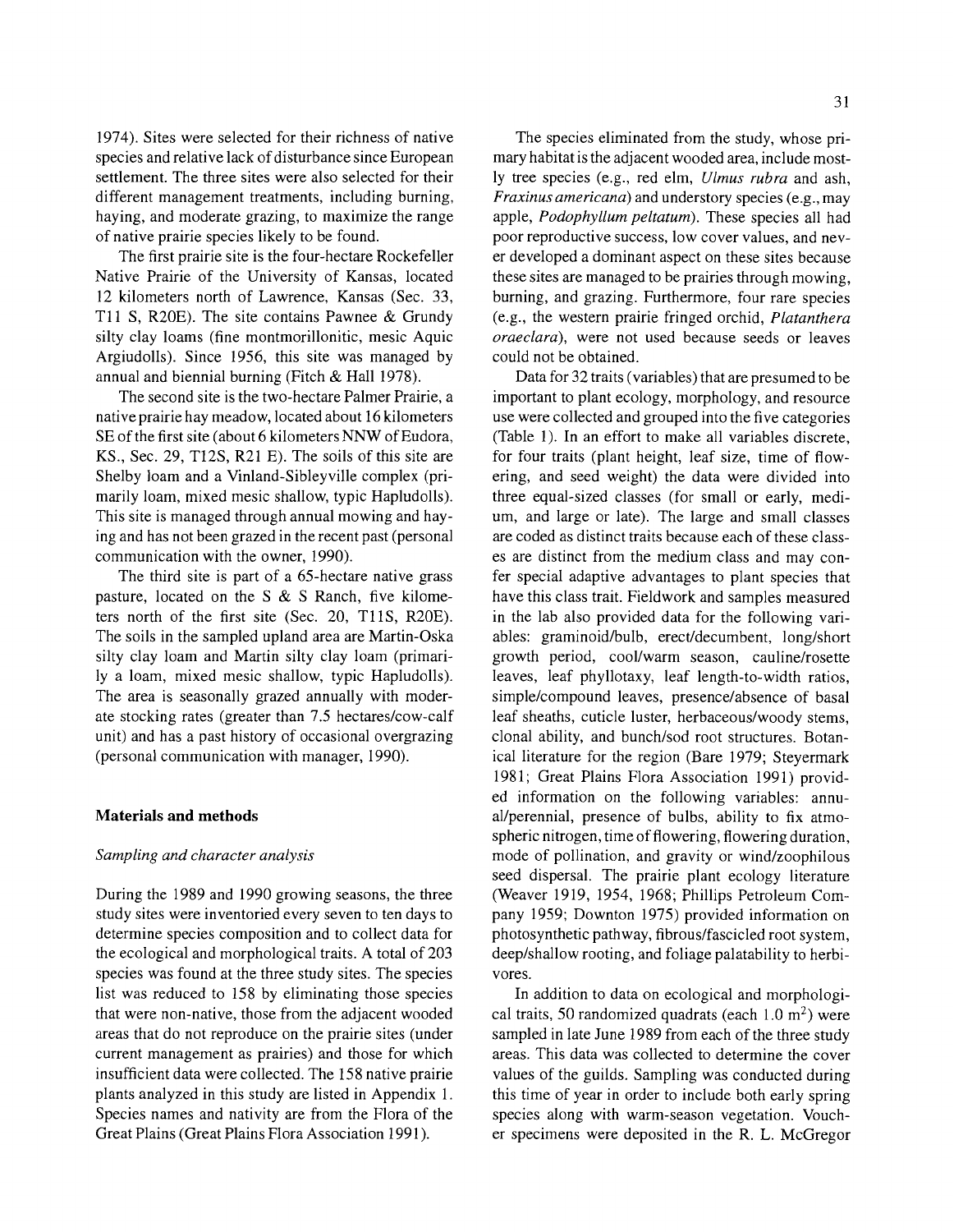1974). Sites were selected for their richness of native species and relative lack of disturbance since European settlement. The three sites were also selected for their different management treatments, including burning, haying, and moderate grazing, to maximize the range of native prairie species likely to be found.

The first prairie site is the four-hectare Rockefeller Native Prairie of the University of Kansas, located 12 kilometers north of Lawrence, Kansas (Sec. 33, T11 S, R20E). The site contains Pawnee & Grundy silty clay loams (fine montmorillonitic, mesic Aquic Argiudolls). Since 1956, this site was managed by annual and biennial burning (Fitch & Hall 1978).

The second site is the two-hectare Palmer Prairie, a native prairie hay meadow, located about 16 kilometers SE of the first site (about 6 kilometers NNW of Eudora, KS., Sec. 29, T12S, R21 E). The soils of this site are Shelby loam and a Vinland-Sibleyville complex (primarily loam, mixed mesic shallow, typic Hapludolls). This site is managed through annual mowing and haying and has not been grazed in the recent past (personal communication with the owner, 1990).

The third site is part of a 65-hectare native grass pasture, located on the S & S Ranch, five kilometers north of the first site (Sec. 20, T11S, R20E). The soils in the sampled upland area are Martin-Oska silty clay loam and Martin silty clay loam (primarily a loam, mixed mesic shallow, typic Hapludolls). The area is seasonally grazed annually with moderate stocking rates (greater than 7.5 hectares/cow-calf unit) and has a past history of occasional overgrazing (personal communication with manager, 1990).

## Materials and methods

### *Sampling and character analysis*

During the 1989 and 1990 growing seasons, the three study sites were inventoried every seven to ten days to determine species composition and to collect data for the ecological and morphological traits. A total of 203 species was found at the three study sites. The species list was reduced to 158 by eliminating those species that were non-native, those from the adjacent wooded areas that do not reproduce on the prairie sites (under current management as prairies) and those for which insufficient data were collected. The 158 native prairie plants analyzed in this study are listed in Appendix 1. Species names and nativity are from the Flora of the Great Plains (Great Plains Flora Association 1991).

The species eliminated from the study, whose primary habitat is the adjacent wooded area, include mostly tree species (e.g., red elm, *Ulmus rubra* and ash, *Fraxinus americana*) and understory species (e.g., may apple, *Podophyllum peltatum*). These species all had poor reproductive success, low cover values, and never developed a dominant aspect on these sites because these sites are managed to be prairies through mowing, burning, and grazing. Furthermore, four rare species (e.g., the western prairie fringed orchid, *Platanthera praeclara*), were not used because seeds or leaves could not be obtained.

Data for 32 traits (variables) that are presumed to be important to plant ecology, morphology, and resource use were collected and grouped into the five categories (Table 1). In an effort to make all variables discrete, for four traits (plant height, leaf size, time of flowering, and seed weight) the data were divided into three equal-sized classes (for small or early, medium, and large or late). The large and small classes are coded as distinct traits because each of these classes are distinct from the medium class and may confer special adaptive advantages to plant species that have this class trait. Fieldwork and samples measured in the lab also provided data for the following variables: graminoid/bulb, erect/decumbent, long/short growth period, cool/warm season, cauline/rosette leaves, leaf phyllotaxy, leaf length-to-width ratios, simple/compound leaves, presence/absence of basal leaf sheaths, cuticle luster, herbaceous/woody stems, clonal ability, and bunch/sod root structures. Botanical literature for the region (Bare 1979; Steyermark 1981; Great Plains Flora Association 1991) provided information on the following variables: annual/perennial, presence of bulbs, ability to fix atmospheric nitrogen, time of flowering, flowering duration, mode of pollination, and gravity or wind/zoophilous seed dispersal. The prairie plant ecology literature (Weaver 1919, 1954, 1968; Phillips Petroleum Company 1959; Downton 1975) provided information on photosynthetic pathway, fibrous/fascicled root system, deep/shallow rooting, and foliage palatability to herbivores.

In addition to data on ecological and morphological traits, 50 randomized quadrats (each 1.0 $m^2$) were sampled in late June 1989 from each of the three study areas. This data was collected to determine the cover values of the guilds. Sampling was conducted during this time of year in order to include both early spring species along with warm-season vegetation. Voucher specimens were deposited in the R. L. McGregor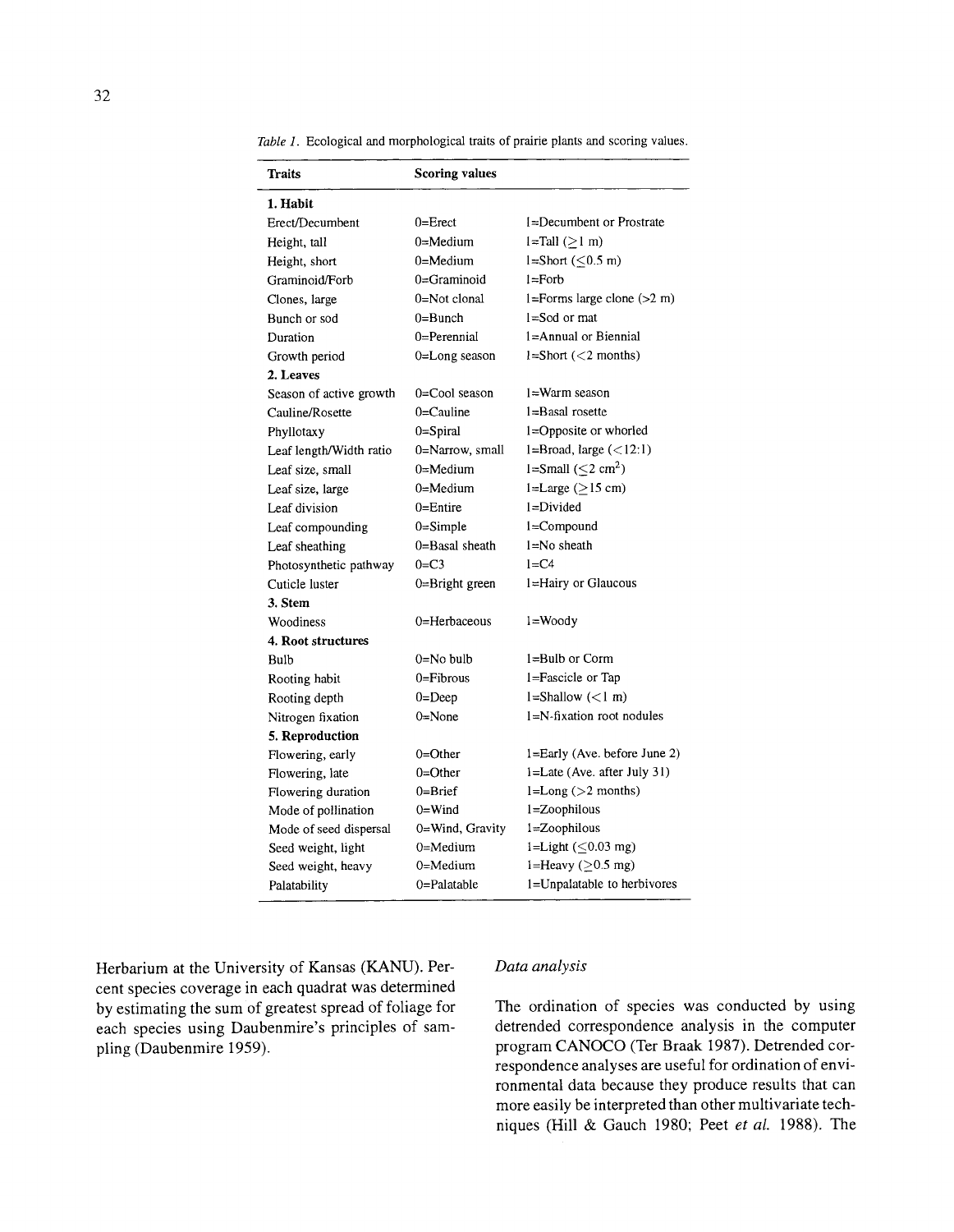*Table 1.* Ecological and morphological traits of prairie plants and scoring values.

| Traits | Scoring values | |
|---|---|---|
| **1. Habit** | | |
| Erect/Decumbent | 0=Erect | 1=Decumbent or Prostrate |
| Height, tall | 0=Medium | 1=Tall (≥1 m) |
| Height, short | 0=Medium | 1=Short (≤0.5 m) |
| Graminoid/Forb | 0=Graminoid | 1=Forb |
| Clones, large | 0=Not clonal | 1=Forms large clone (>2 m) |
| Bunch or sod | 0=Bunch | 1=Sod or mat |
| Duration | 0=Perennial | 1=Annual or Biennial |
| Growth period | 0=Long season | 1=Short (<2 months) |
| **2. Leaves** | | |
| Season of active growth | 0=Cool season | 1=Warm season |
| Cauline/Rosette | 0=Cauline | 1=Basal rosette |
| Phyllotaxy | 0=Spiral | 1=Opposite or whorled |
| Leaf length/Width ratio | 0=Narrow, small | 1=Broad, large (<12:1) |
| Leaf size, small | 0=Medium | 1=Small (≤2 cm$^2$) |
| Leaf size, large | 0=Medium | 1=Large (≥15 cm) |
| Leaf division | 0=Entire | 1=Divided |
| Leaf compounding | 0=Simple | 1=Compound |
| Leaf sheathing | 0=Basal sheath | 1=No sheath |
| Photosynthetic pathway | 0=C3 | 1=C4 |
| Cuticle luster | 0=Bright green | 1=Hairy or Glaucous |
| **3. Stem** | | |
| Woodiness | 0=Herbaceous | 1=Woody |
| **4. Root structures** | | |
| Bulb | 0=No bulb | 1=Bulb or Corm |
| Rooting habit | 0=Fibrous | 1=Fascicle or Tap |
| Rooting depth | 0=Deep | 1=Shallow (<1 m) |
| Nitrogen fixation | 0=None | 1=N-fixation root nodules |
| **5. Reproduction** | | |
| Flowering, early | 0=Other | 1=Early (Ave. before June 2) |
| Flowering, late | 0=Other | 1=Late (Ave. after July 31) |
| Flowering duration | 0=Brief | 1=Long (>2 months) |
| Mode of pollination | 0=Wind | 1=Zoophilous |
| Mode of seed dispersal | 0=Wind, Gravity | 1=Zoophilous |
| Seed weight, light | 0=Medium | 1=Light (≤0.03 mg) |
| Seed weight, heavy | 0=Medium | 1=Heavy (≥0.5 mg) |
| Palatability | 0=Palatable | 1=Unpalatable to herbivores |

Herbarium at the University of Kansas (KANU). Percent species coverage in each quadrat was determined by estimating the sum of greatest spread of foliage for each species using Daubenmire's principles of sampling (Daubenmire 1959).

### *Data analysis*

The ordination of species was conducted by using detrended correspondence analysis in the computer program CANOCO (Ter Braak 1987). Detrended correspondence analyses are useful for ordination of environmental data because they produce results that can more easily be interpreted than other multivariate techniques (Hill & Gauch 1980; Peet *et al.* 1988). The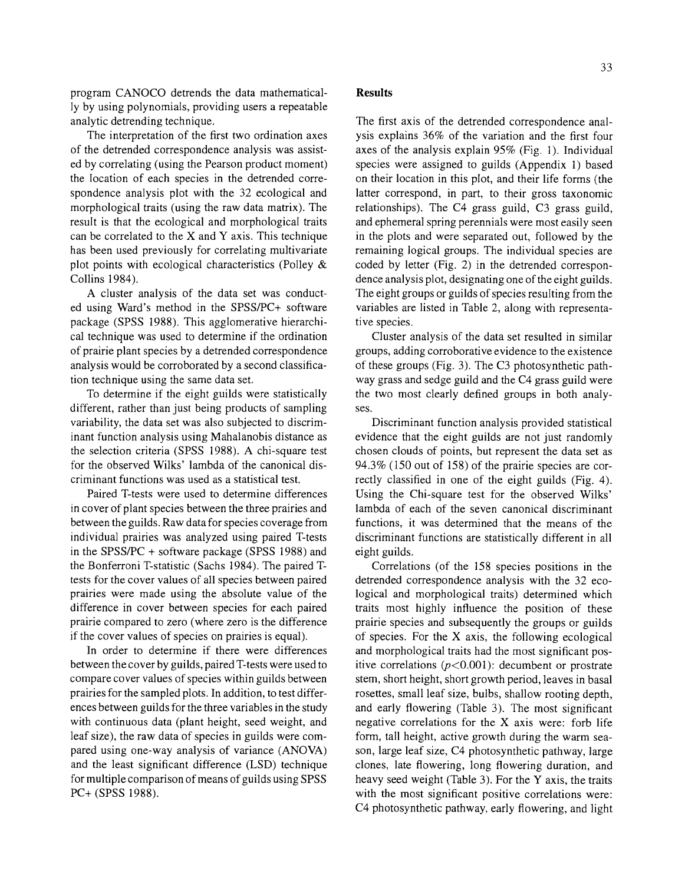program CANOCO detrends the data mathematically by using polynomials, providing users a repeatable analytic detrending technique.

The interpretation of the first two ordination axes of the detrended correspondence analysis was assisted by correlating (using the Pearson product moment) the location of each species in the detrended correspondence analysis plot with the 32 ecological and morphological traits (using the raw data matrix). The result is that the ecological and morphological traits can be correlated to the X and Y axis. This technique has been used previously for correlating multivariate plot points with ecological characteristics (Polley & Collins 1984).

A cluster analysis of the data set was conducted using Ward's method in the SPSS/PC+ software package (SPSS 1988). This agglomerative hierarchical technique was used to determine if the ordination of prairie plant species by a detrended correspondence analysis would be corroborated by a second classification technique using the same data set.

To determine if the eight guilds were statistically different, rather than just being products of sampling variability, the data set was also subjected to discriminant function analysis using Mahalanobis distance as the selection criteria (SPSS 1988). A chi-square test for the observed Wilks' lambda of the canonical discriminant functions was used as a statistical test.

Paired T-tests were used to determine differences in cover of plant species between the three prairies and between the guilds. Raw data for species coverage from individual prairies was analyzed using paired T-tests in the SPSS/PC + software package (SPSS 1988) and the Bonferroni T-statistic (Sachs 1984). The paired T-tests for the cover values of all species between paired prairies were made using the absolute value of the difference in cover between species for each paired prairie compared to zero (where zero is the difference if the cover values of species on prairies is equal).

In order to determine if there were differences between the cover by guilds, paired T-tests were used to compare cover values of species within guilds between prairies for the sampled plots. In addition, to test differences between guilds for the three variables in the study with continuous data (plant height, seed weight, and leaf size), the raw data of species in guilds were compared using one-way analysis of variance (ANOVA) and the least significant difference (LSD) technique for multiple comparison of means of guilds using SPSS PC+ (SPSS 1988).

## Results

The first axis of the detrended correspondence analysis explains 36% of the variation and the first four axes of the analysis explain 95% (Fig. 1). Individual species were assigned to guilds (Appendix 1) based on their location in this plot, and their life forms (the latter correspond, in part, to their gross taxonomic relationships). The C4 grass guild, C3 grass guild, and ephemeral spring perennials were most easily seen in the plots and were separated out, followed by the remaining logical groups. The individual species are coded by letter (Fig. 2) in the detrended correspondence analysis plot, designating one of the eight guilds. The eight groups or guilds of species resulting from the variables are listed in Table 2, along with representative species.

Cluster analysis of the data set resulted in similar groups, adding corroborative evidence to the existence of these groups (Fig. 3). The C3 photosynthetic pathway grass and sedge guild and the C4 grass guild were the two most clearly defined groups in both analyses.

Discriminant function analysis provided statistical evidence that the eight guilds are not just randomly chosen clouds of points, but represent the data set as 94.3% (150 out of 158) of the prairie species are correctly classified in one of the eight guilds (Fig. 4). Using the Chi-square test for the observed Wilks' lambda of each of the seven canonical discriminant functions, it was determined that the means of the discriminant functions are statistically different in all eight guilds.

Correlations (of the 158 species positions in the detrended correspondence analysis with the 32 ecological and morphological traits) determined which traits most highly influence the position of these prairie species and subsequently the groups or guilds of species. For the X axis, the following ecological and morphological traits had the most significant positive correlations ($p<0.001$): decumbent or prostrate stem, short height, short growth period, leaves in basal rosettes, small leaf size, bulbs, shallow rooting depth, and early flowering (Table 3). The most significant negative correlations for the X axis were: forb life form, tall height, active growth during the warm season, large leaf size, C4 photosynthetic pathway, large clones, late flowering, long flowering duration, and heavy seed weight (Table 3). For the Y axis, the traits with the most significant positive correlations were: C4 photosynthetic pathway, early flowering, and light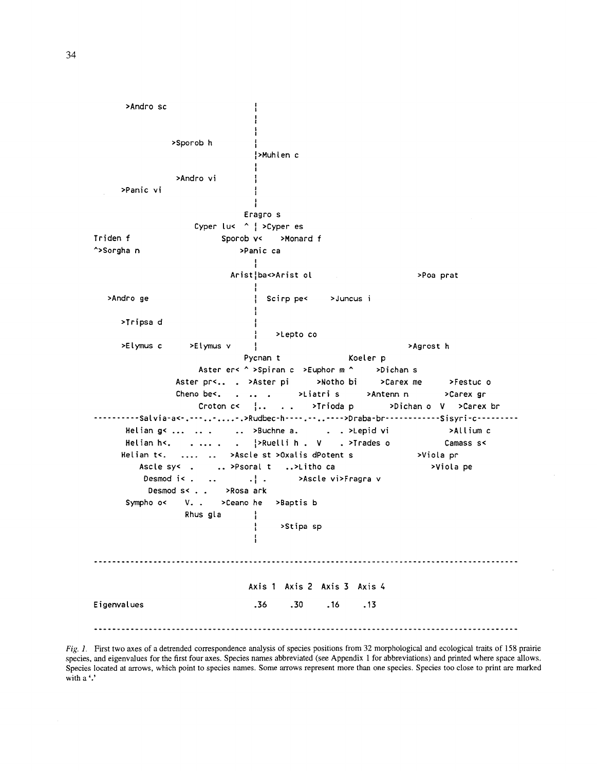```
       >Andro sc                           ¦
                                           ¦
                                           ¦
                                           ¦
                  >Sporob h                ¦
                                           ¦>Muhlen c
                                           ¦
                   >Andro vi               ¦
      >Panic vi                            ¦
                                           ¦
                                      Eragro s
                            Cyper lu<  ^ ¦ >Cyper es
Triden f                         Sporob v<    >Monard f
^>Sorgha n                            >Panic ca
                                           ¦
                                    Arist¦ba<>Arist ol                         >Poa prat
                                           ¦
   >Andro ge                               ¦  Scirp pe<     >Juncus i
                                           ¦
      >Tripsa d                            ¦
                                           ¦    >Lepto co
      >Elymus c       >Elymus v            ¦                                  >Agrost h
                                     Pycnan t                Koeler p
                          Aster er< ^ >Spiran c  >Euphor m ^      >Dichan s
                     Aster pr<.. . >Aster pi      >Notho bi     >Carex me       >Festuc o
                     Cheno be<.   .  ..  .       >Liatri s     >Antenn n        >Carex gr
                              Croton c<  ¦..   . .    >Trioda p      >Dichan o  V   >Carex br
----------Salvia-a<-.---..-....-.>Rudbec-h----.--..---->Draba-br-----------Sisyri-c---------
      Helian g< ...  .. .     .. >Buchne a.      .  . >Lepid vi             >Allium c
      Helian h<.     . ... .   .  ¦>Ruelli h .  V    . >Trades o            Camass s<
     Helian t<.    ....  ..   >Ascle st >Oxalis dPotent s              >Viola pr
         Ascle sy<  .     .. >Psoral t   ..>Litho ca                      >Viola pe
          Desmod i< .    ..       .¦ .       >Ascle vi>Fragra v
           Desmod s< . .     >Rosa ark
      Sympho o<     V. .    >Ceano he    >Baptis b
                   Rhus gla        ¦
                                   ¦     >Stipa sp
                                   ¦
```

| | Axis 1 | Axis 2 | Axis 3 | Axis 4 |
|---|---|---|---|---|
| Eigenvalues | .36 | .30 | .16 | .13 |

*Fig. 1.* First two axes of a detrended correspondence analysis of species positions from 32 morphological and ecological traits of 158 prairie species, and eigenvalues for the first four axes. Species names abbreviated (see Appendix 1 for abbreviations) and printed where space allows. Species located at arrows, which point to species names. Some arrows represent more than one species. Species too close to print are marked with a '.'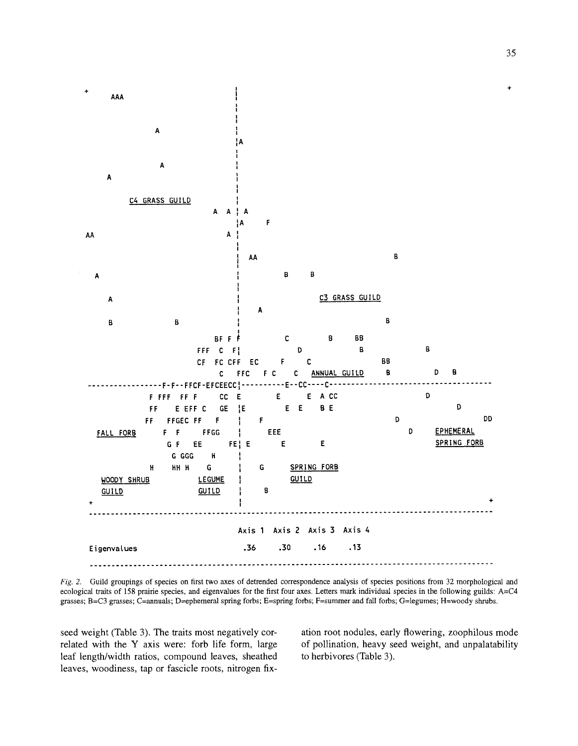| | Axis 1 | Axis 2 | Axis 3 | Axis 4 |
|---|---|---|---|---|
| Eigenvalues | .36 | .30 | .16 | .13 |

*Fig. 2.* Guild groupings of species on first two axes of detrended correspondence analysis of species positions from 32 morphological and ecological traits of 158 prairie species, and eigenvalues for the first four axes. Letters mark individual species in the following guilds: A=C4 grasses; B=C3 grasses; C=annuals; D=ephemeral spring forbs; E=spring forbs; F=summer and fall forbs; G=legumes; H=woody shrubs.

seed weight (Table 3). The traits most negatively correlated with the Y axis were: forb life form, large leaf length/width ratios, compound leaves, sheathed leaves, woodiness, tap or fascicle roots, nitrogen fixation root nodules, early flowering, zoophilous mode of pollination, heavy seed weight, and unpalatability to herbivores (Table 3).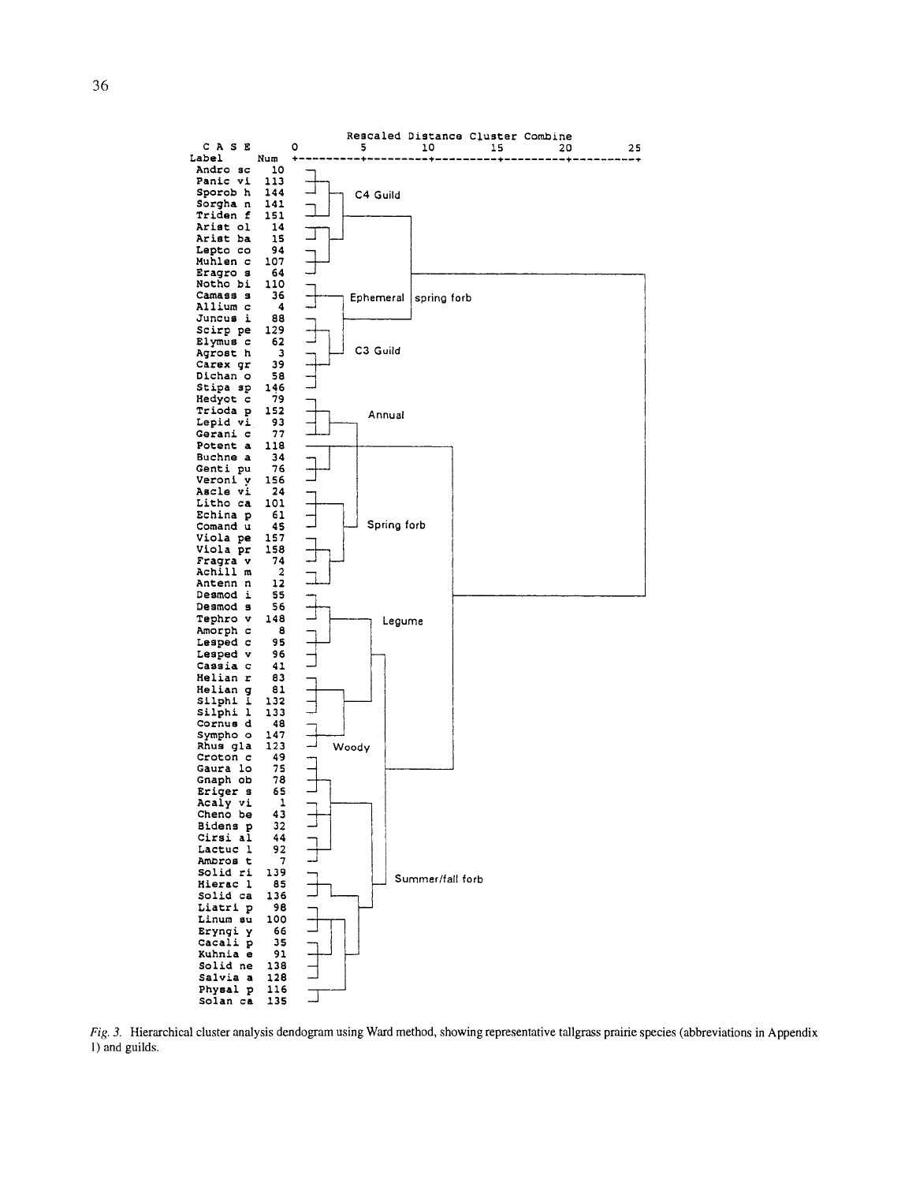Rescaled Distance Cluster Combine

| Label | Num |
|---|---|
| Andro sc | 10 |
| Panic vi | 113 |
| Sporob h | 144 |
| Sorgha n | 141 |
| Triden f | 151 |
| Arist ol | 14 |
| Arist ba | 15 |
| Lepto co | 94 |
| Muhlen c | 107 |
| Eragro s | 64 |
| Notho bi | 110 |
| Camass s | 36 |
| Allium c | 4 |
| Juncus i | 88 |
| Scirp pe | 129 |
| Elymus c | 62 |
| Agrost h | 3 |
| Carex gr | 39 |
| Dichan o | 58 |
| Stipa sp | 146 |
| Hedyot c | 79 |
| Trioda p | 152 |
| Lepid vi | 93 |
| Gerani c | 77 |
| Potent a | 118 |
| Buchne a | 34 |
| Genti pu | 76 |
| Veroni v | 156 |
| Ascle vi | 24 |
| Litho ca | 101 |
| Echina p | 61 |
| Comand u | 45 |
| Viola pe | 157 |
| Viola pr | 158 |
| Fragra v | 74 |
| Achill m | 2 |
| Antenn n | 12 |
| Desmod i | 55 |
| Desmod s | 56 |
| Tephro v | 148 |
| Amorph c | 8 |
| Lesped c | 95 |
| Lesped v | 96 |
| Cassia c | 41 |
| Helian r | 83 |
| Helian g | 81 |
| Silphi i | 132 |
| Silphi l | 133 |
| Cornus d | 48 |
| Sympho o | 147 |
| Rhus gla | 123 |
| Croton c | 49 |
| Gaura lo | 75 |
| Gnaph ob | 78 |
| Eriger s | 65 |
| Acaly vi | 1 |
| Cheno be | 43 |
| Bidens p | 32 |
| Cirsi al | 44 |
| Lactuc l | 92 |
| Ambros t | 7 |
| Solid ri | 139 |
| Hierac l | 85 |
| Solid ca | 136 |
| Liatri p | 98 |
| Linum su | 100 |
| Eryngi y | 66 |
| Cacali p | 35 |
| Kuhnia e | 91 |
| Solid ne | 138 |
| Salvia a | 128 |
| Physal p | 116 |
| Solan ca | 135 |

Guilds: C4 Guild; Ephemeral spring forb; C3 Guild; Annual; Spring forb; Legume; Woody; Summer/fall forb

*Fig. 3.* Hierarchical cluster analysis dendogram using Ward method, showing representative tallgrass prairie species (abbreviations in Appendix 1) and guilds.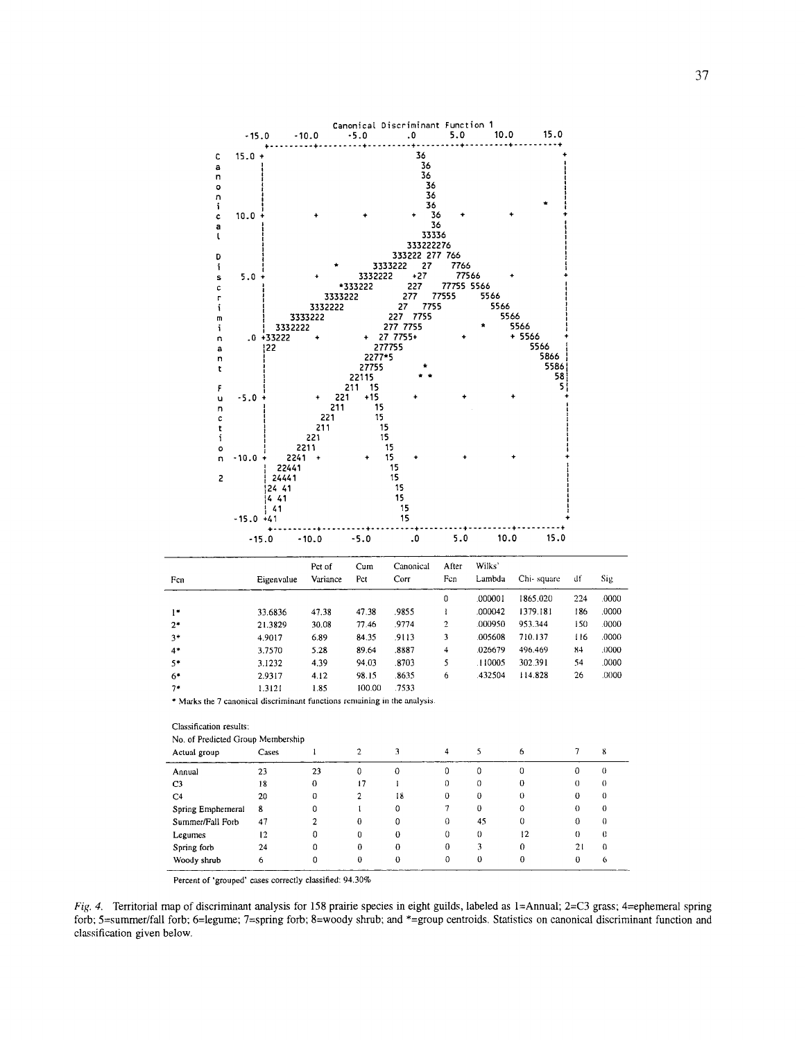```
                         Canonical Discriminant Function 1
         -15.0     -10.0      -5.0        .0       5.0      10.0      15.0
           +---------+---------+---------+---------+---------+---------+
C     15.0 +                              36                            +
a          I                               36                           I
n          I                               36                           I
o          I                                36                          I
n          I                                36                          I
i          I                                36                     *    I
c     10.0 +         +         +         +  36    +         +           +
a          I                                 36                         I
l          I                               33336                        I
           I                             333222276                      I
D          I                           333222 277 766                   I
i          I                *        3333222   27    7766               I
s      5.0 +         +           3332222    +27      77566     +        +
c          I               *333222       227    77755 5566              I
r          I             3333222        277   77555     5566            I
i          I           3332222          27   7755         5566          I
m          I         3333222          227  7755             5566        I
i          I       3332222            277 7755          *     5566      I
n       .0 +33222        +          + 27 7755+        +       + 5566    +
a          I22                        277755                      5566  I
n          I                         2277*5                         5866I
t          I                        27755       *                   5586I
           I                       22115       * *                    58I
F          I                      211  15                              5I
u     -5.0 +          +   221   +15       +         +         +         +
n          I             211      15                                    I
c          I            221       15                                    I
t          I           211         15                                   I
i          I          221          15                                   I
o          I         2211           15                                  I
n    -10.0 +        2241  +       +  15    +         +         +        +
           I     22441               15                                 I
2          I    24441                15                                 I
           I24  41                    15                                I
           I4  41                     15                                I
           I  41                       15                               I
     -15.0 +41                         15                               +
           +---------+---------+---------+---------+---------+---------+
         -15.0     -10.0      -5.0        .0       5.0      10.0      15.0
```

| Fcn | Eigenvalue | Pct of Variance | Cum Pct | Canonical Corr | After Fcn | Wilks' Lambda | Chi-square | df | Sig |
|---|---|---|---|---|---|---|---|---|---|
| | | | | | 0 | .000001 | 1865.020 | 224 | .0000 |
| 1* | 33.6836 | 47.38 | 47.38 | .9855 | 1 | .000042 | 1379.181 | 186 | .0000 |
| 2* | 21.3829 | 30.08 | 77.46 | .9774 | 2 | .000950 | 953.344 | 150 | .0000 |
| 3* | 4.9017 | 6.89 | 84.35 | .9113 | 3 | .005608 | 710.137 | 116 | .0000 |
| 4* | 3.7570 | 5.28 | 89.64 | .8887 | 4 | .026679 | 496.469 | 84 | .0000 |
| 5* | 3.1232 | 4.39 | 94.03 | .8703 | 5 | .110005 | 302.391 | 54 | .0000 |
| 6* | 2.9317 | 4.12 | 98.15 | .8635 | 6 | .432504 | 114.828 | 26 | .0000 |
| 7* | 1.3121 | 1.85 | 100.00 | .7533 | | | | | |

* Marks the 7 canonical discriminant functions remaining in the analysis.

Classification results:

No. of Predicted Group Membership

| Actual group | Cases | 1 | 2 | 3 | 4 | 5 | 6 | 7 | 8 |
|---|---|---|---|---|---|---|---|---|---|
| Annual | 23 | 23 | 0 | 0 | 0 | 0 | 0 | 0 | 0 |
| C3 | 18 | 0 | 17 | 1 | 0 | 0 | 0 | 0 | 0 |
| C4 | 20 | 0 | 2 | 18 | 0 | 0 | 0 | 0 | 0 |
| Spring Emphemeral | 8 | 0 | 1 | 0 | 7 | 0 | 0 | 0 | 0 |
| Summer/Fall Forb | 47 | 2 | 0 | 0 | 0 | 45 | 0 | 0 | 0 |
| Legumes | 12 | 0 | 0 | 0 | 0 | 0 | 12 | 0 | 0 |
| Spring forb | 24 | 0 | 0 | 0 | 0 | 3 | 0 | 21 | 0 |
| Woody shrub | 6 | 0 | 0 | 0 | 0 | 0 | 0 | 0 | 6 |

Percent of 'grouped' cases correctly classified: 94.30%

*Fig. 4.* Territorial map of discriminant analysis for 158 prairie species in eight guilds, labeled as 1=Annual; 2=C3 grass; 4=ephemeral spring forb; 5=summer/fall forb; 6=legume; 7=spring forb; 8=woody shrub; and *=group centroids. Statistics on canonical discriminant function and classification given below.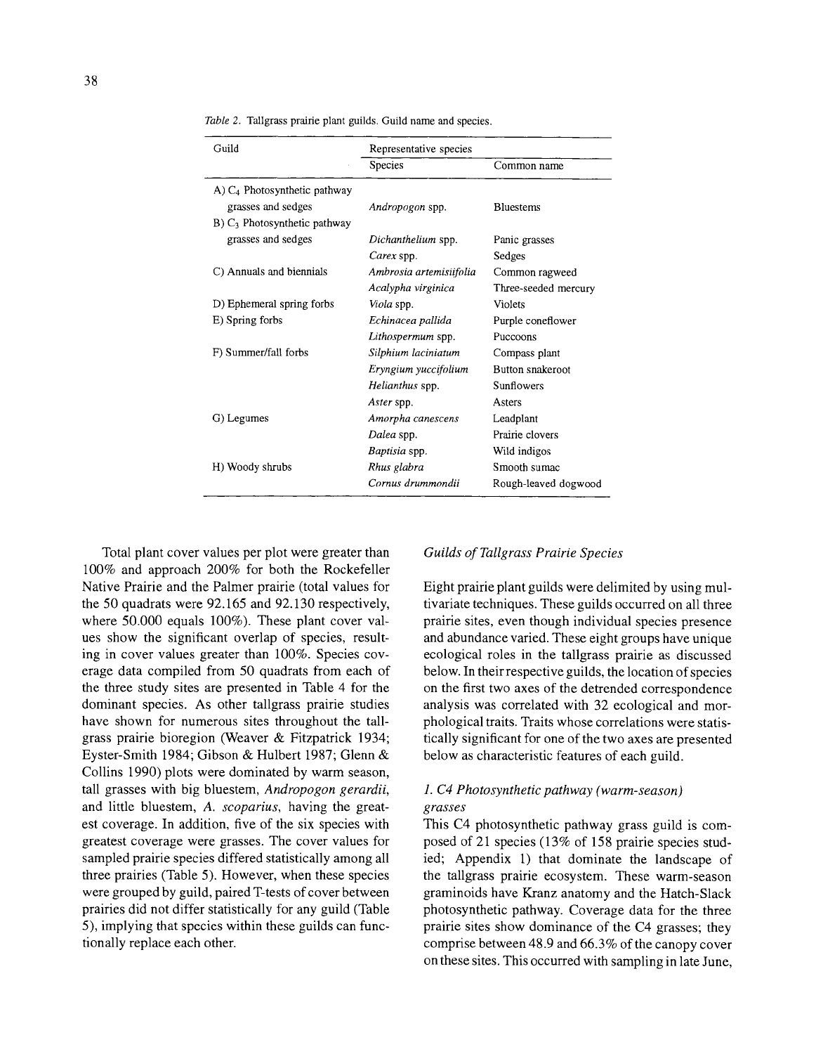*Table 2.* Tallgrass prairie plant guilds. Guild name and species.

| Guild | Representative species | |
|---|---|---|
| | Species | Common name |
| A) $C_4$ Photosynthetic pathway grasses and sedges | *Andropogon* spp. | Bluestems |
| B) $C_3$ Photosynthetic pathway grasses and sedges | *Dichanthelium* spp. | Panic grasses |
| | *Carex* spp. | Sedges |
| C) Annuals and biennials | *Ambrosia artemisiifolia* | Common ragweed |
| | *Acalypha virginica* | Three-seeded mercury |
| D) Ephemeral spring forbs | *Viola* spp. | Violets |
| E) Spring forbs | *Echinacea pallida* | Purple coneflower |
| | *Lithospermum* spp. | Puccoons |
| F) Summer/fall forbs | *Silphium laciniatum* | Compass plant |
| | *Eryngium yuccifolium* | Button snakeroot |
| | *Helianthus* spp. | Sunflowers |
| | *Aster* spp. | Asters |
| G) Legumes | *Amorpha canescens* | Leadplant |
| | *Dalea* spp. | Prairie clovers |
| | *Baptisia* spp. | Wild indigos |
| H) Woody shrubs | *Rhus glabra* | Smooth sumac |
| | *Cornus drummondii* | Rough-leaved dogwood |

Total plant cover values per plot were greater than 100% and approach 200% for both the Rockefeller Native Prairie and the Palmer prairie (total values for the 50 quadrats were 92.165 and 92.130 respectively, where 50.000 equals 100%). These plant cover values show the significant overlap of species, resulting in cover values greater than 100%. Species coverage data compiled from 50 quadrats from each of the three study sites are presented in Table 4 for the dominant species. As other tallgrass prairie studies have shown for numerous sites throughout the tallgrass prairie bioregion (Weaver & Fitzpatrick 1934; Eyster-Smith 1984; Gibson & Hulbert 1987; Glenn & Collins 1990) plots were dominated by warm season, tall grasses with big bluestem, *Andropogon gerardii*, and little bluestem, *A. scoparius*, having the greatest coverage. In addition, five of the six species with greatest coverage were grasses. The cover values for sampled prairie species differed statistically among all three prairies (Table 5). However, when these species were grouped by guild, paired T-tests of cover between prairies did not differ statistically for any guild (Table 5), implying that species within these guilds can functionally replace each other.

## *Guilds of Tallgrass Prairie Species*

Eight prairie plant guilds were delimited by using multivariate techniques. These guilds occurred on all three prairie sites, even though individual species presence and abundance varied. These eight groups have unique ecological roles in the tallgrass prairie as discussed below. In their respective guilds, the location of species on the first two axes of the detrended correspondence analysis was correlated with 32 ecological and morphological traits. Traits whose correlations were statistically significant for one of the two axes are presented below as characteristic features of each guild.

### *1. C4 Photosynthetic pathway (warm-season) grasses*

This C4 photosynthetic pathway grass guild is composed of 21 species (13% of 158 prairie species studied; Appendix 1) that dominate the landscape of the tallgrass prairie ecosystem. These warm-season graminoids have Kranz anatomy and the Hatch-Slack photosynthetic pathway. Coverage data for the three prairie sites show dominance of the C4 grasses; they comprise between 48.9 and 66.3% of the canopy cover on these sites. This occurred with sampling in late June,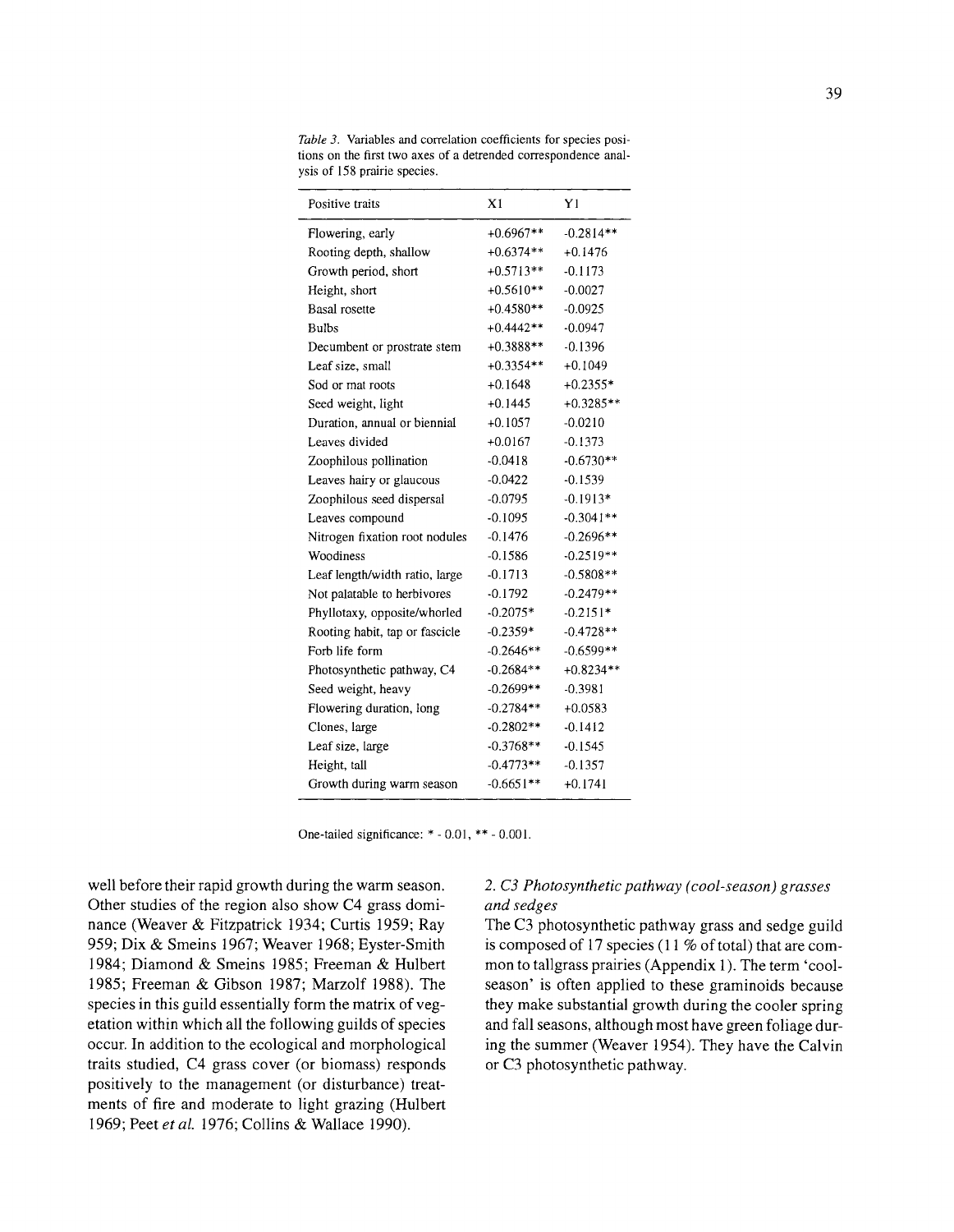*Table 3.* Variables and correlation coefficients for species positions on the first two axes of a detrended correspondence analysis of 158 prairie species.

| Positive traits | X1 | Y1 |
|---|---|---|
| Flowering, early | +0.6967** | -0.2814** |
| Rooting depth, shallow | +0.6374** | +0.1476 |
| Growth period, short | +0.5713** | -0.1173 |
| Height, short | +0.5610** | -0.0027 |
| Basal rosette | +0.4580** | -0.0925 |
| Bulbs | +0.4442** | -0.0947 |
| Decumbent or prostrate stem | +0.3888** | -0.1396 |
| Leaf size, small | +0.3354** | +0.1049 |
| Sod or mat roots | +0.1648 | +0.2355* |
| Seed weight, light | +0.1445 | +0.3285** |
| Duration, annual or biennial | +0.1057 | -0.0210 |
| Leaves divided | +0.0167 | -0.1373 |
| Zoophilous pollination | -0.0418 | -0.6730** |
| Leaves hairy or glaucous | -0.0422 | -0.1539 |
| Zoophilous seed dispersal | -0.0795 | -0.1913* |
| Leaves compound | -0.1095 | -0.3041** |
| Nitrogen fixation root nodules | -0.1476 | -0.2696** |
| Woodiness | -0.1586 | -0.2519** |
| Leaf length/width ratio, large | -0.1713 | -0.5808** |
| Not palatable to herbivores | -0.1792 | -0.2479** |
| Phyllotaxy, opposite/whorled | -0.2075* | -0.2151* |
| Rooting habit, tap or fascicle | -0.2359* | -0.4728** |
| Forb life form | -0.2646** | -0.6599** |
| Photosynthetic pathway, C4 | -0.2684** | +0.8234** |
| Seed weight, heavy | -0.2699** | -0.3981 |
| Flowering duration, long | -0.2784** | +0.0583 |
| Clones, large | -0.2802** | -0.1412 |
| Leaf size, large | -0.3768** | -0.1545 |
| Height, tall | -0.4773** | -0.1357 |
| Growth during warm season | -0.6651** | +0.1741 |

One-tailed significance: * - 0.01, ** - 0.001.

well before their rapid growth during the warm season. Other studies of the region also show C4 grass dominance (Weaver & Fitzpatrick 1934; Curtis 1959; Ray 959; Dix & Smeins 1967; Weaver 1968; Eyster-Smith 1984; Diamond & Smeins 1985; Freeman & Hulbert 1985; Freeman & Gibson 1987; Marzolf 1988). The species in this guild essentially form the matrix of vegetation within which all the following guilds of species occur. In addition to the ecological and morphological traits studied, C4 grass cover (or biomass) responds positively to the management (or disturbance) treatments of fire and moderate to light grazing (Hulbert 1969; Peet *et al.* 1976; Collins & Wallace 1990).

### *2. C3 Photosynthetic pathway (cool-season) grasses and sedges*

The C3 photosynthetic pathway grass and sedge guild is composed of 17 species (11 % of total) that are common to tallgrass prairies (Appendix 1). The term 'cool-season' is often applied to these graminoids because they make substantial growth during the cooler spring and fall seasons, although most have green foliage during the summer (Weaver 1954). They have the Calvin or C3 photosynthetic pathway.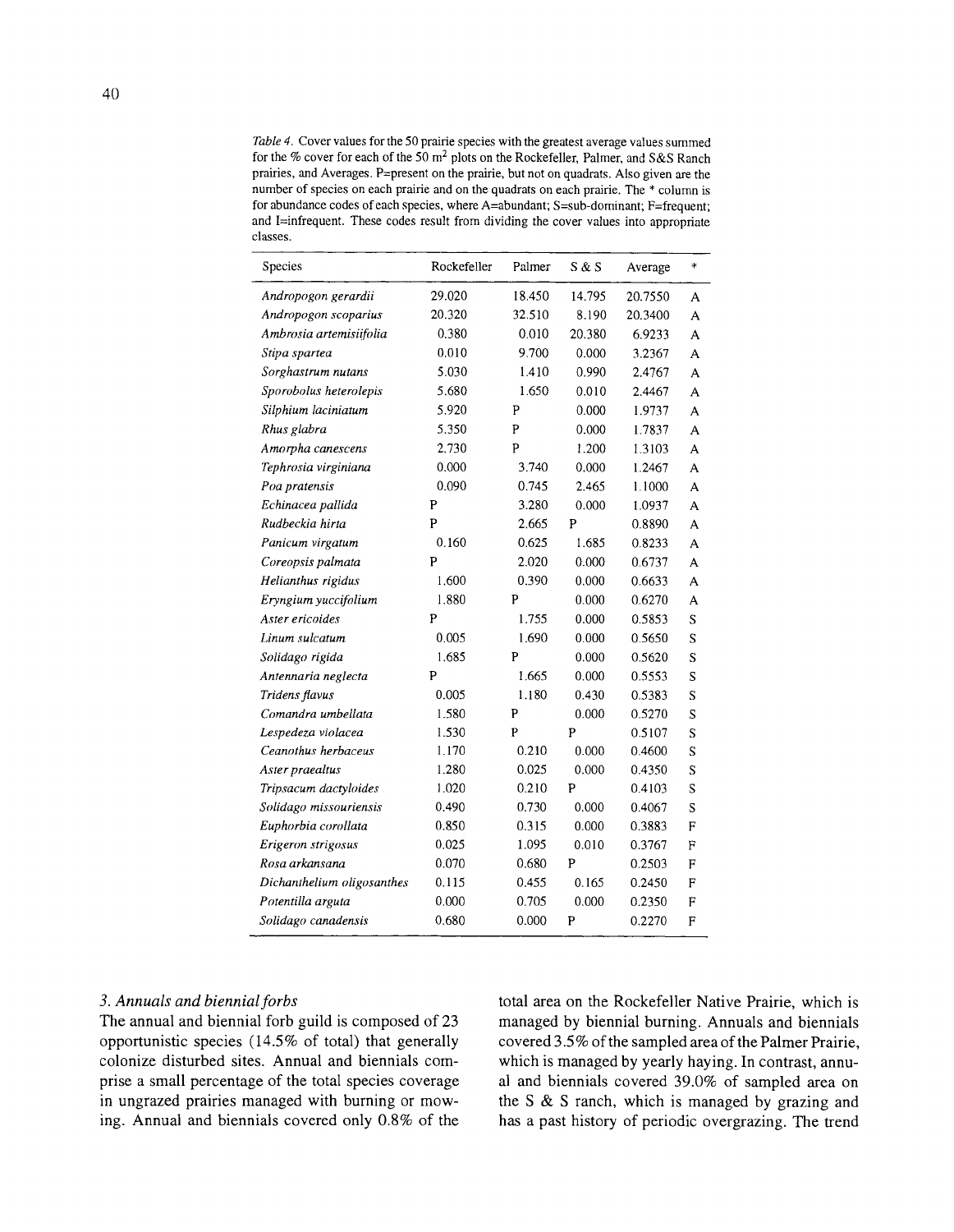*Table 4.* Cover values for the 50 prairie species with the greatest average values summed for the % cover for each of the 50 m$^2$ plots on the Rockefeller, Palmer, and S&S Ranch prairies, and Averages. P=present on the prairie, but not on quadrats. Also given are the number of species on each prairie and on the quadrats on each prairie. The * column is for abundance codes of each species, where A=abundant; S=sub-dominant; F=frequent; and I=infrequent. These codes result from dividing the cover values into appropriate classes.

| Species | Rockefeller | Palmer | S & S | Average | * |
|---|---|---|---|---|---|
| *Andropogon gerardii* | 29.020 | 18.450 | 14.795 | 20.7550 | A |
| *Andropogon scoparius* | 20.320 | 32.510 | 8.190 | 20.3400 | A |
| *Ambrosia artemisiifolia* | 0.380 | 0.010 | 20.380 | 6.9233 | A |
| *Stipa spartea* | 0.010 | 9.700 | 0.000 | 3.2367 | A |
| *Sorghastrum nutans* | 5.030 | 1.410 | 0.990 | 2.4767 | A |
| *Sporobolus heterolepis* | 5.680 | 1.650 | 0.010 | 2.4467 | A |
| *Silphium laciniatum* | 5.920 | P | 0.000 | 1.9737 | A |
| *Rhus glabra* | 5.350 | P | 0.000 | 1.7837 | A |
| *Amorpha canescens* | 2.730 | P | 1.200 | 1.3103 | A |
| *Tephrosia virginiana* | 0.000 | 3.740 | 0.000 | 1.2467 | A |
| *Poa pratensis* | 0.090 | 0.745 | 2.465 | 1.1000 | A |
| *Echinacea pallida* | P | 3.280 | 0.000 | 1.0937 | A |
| *Rudbeckia hirta* | P | 2.665 | P | 0.8890 | A |
| *Panicum virgatum* | 0.160 | 0.625 | 1.685 | 0.8233 | A |
| *Coreopsis palmata* | P | 2.020 | 0.000 | 0.6737 | A |
| *Helianthus rigidus* | 1.600 | 0.390 | 0.000 | 0.6633 | A |
| *Eryngium yuccifolium* | 1.880 | P | 0.000 | 0.6270 | A |
| *Aster ericoides* | P | 1.755 | 0.000 | 0.5853 | S |
| *Linum sulcatum* | 0.005 | 1.690 | 0.000 | 0.5650 | S |
| *Solidago rigida* | 1.685 | P | 0.000 | 0.5620 | S |
| *Antennaria neglecta* | P | 1.665 | 0.000 | 0.5553 | S |
| *Tridens flavus* | 0.005 | 1.180 | 0.430 | 0.5383 | S |
| *Comandra umbellata* | 1.580 | P | 0.000 | 0.5270 | S |
| *Lespedeza violacea* | 1.530 | P | P | 0.5107 | S |
| *Ceanothus herbaceus* | 1.170 | 0.210 | 0.000 | 0.4600 | S |
| *Aster praealtus* | 1.280 | 0.025 | 0.000 | 0.4350 | S |
| *Tripsacum dactyloides* | 1.020 | 0.210 | P | 0.4103 | S |
| *Solidago missouriensis* | 0.490 | 0.730 | 0.000 | 0.4067 | S |
| *Euphorbia corollata* | 0.850 | 0.315 | 0.000 | 0.3883 | F |
| *Erigeron strigosus* | 0.025 | 1.095 | 0.010 | 0.3767 | F |
| *Rosa arkansana* | 0.070 | 0.680 | P | 0.2503 | F |
| *Dichanthelium oligosanthes* | 0.115 | 0.455 | 0.165 | 0.2450 | F |
| *Potentilla arguta* | 0.000 | 0.705 | 0.000 | 0.2350 | F |
| *Solidago canadensis* | 0.680 | 0.000 | P | 0.2270 | F |

### 3. *Annuals and biennial forbs*

The annual and biennial forb guild is composed of 23 opportunistic species (14.5% of total) that generally colonize disturbed sites. Annual and biennials comprise a small percentage of the total species coverage in ungrazed prairies managed with burning or mowing. Annual and biennials covered only 0.8% of the total area on the Rockefeller Native Prairie, which is managed by biennial burning. Annuals and biennials covered 3.5% of the sampled area of the Palmer Prairie, which is managed by yearly haying. In contrast, annual and biennials covered 39.0% of sampled area on the S & S ranch, which is managed by grazing and has a past history of periodic overgrazing. The trend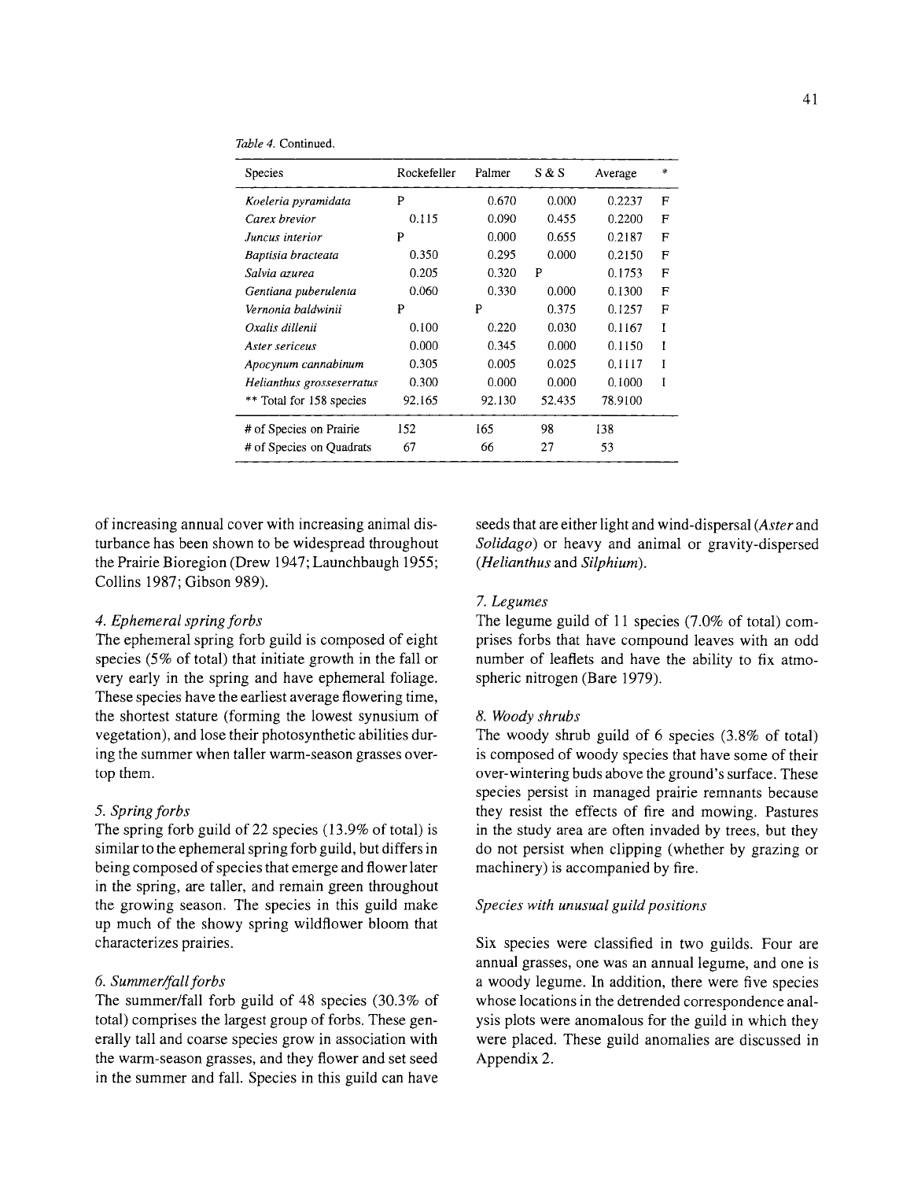*Table 4.* Continued.

| Species | Rockefeller | Palmer | S & S | Average | * |
|---|---|---|---|---|---|
| *Koeleria pyramidata* | P | 0.670 | 0.000 | 0.2237 | F |
| *Carex brevior* | 0.115 | 0.090 | 0.455 | 0.2200 | F |
| *Juncus interior* | P | 0.000 | 0.655 | 0.2187 | F |
| *Baptisia bracteata* | 0.350 | 0.295 | 0.000 | 0.2150 | F |
| *Salvia azurea* | 0.205 | 0.320 | P | 0.1753 | F |
| *Gentiana puberulenta* | 0.060 | 0.330 | 0.000 | 0.1300 | F |
| *Vernonia baldwinii* | P | P | 0.375 | 0.1257 | F |
| *Oxalis dillenii* | 0.100 | 0.220 | 0.030 | 0.1167 | I |
| *Aster sericeus* | 0.000 | 0.345 | 0.000 | 0.1150 | I |
| *Apocynum cannabinum* | 0.305 | 0.005 | 0.025 | 0.1117 | I |
| *Helianthus grosseserratus* | 0.300 | 0.000 | 0.000 | 0.1000 | I |
| ** Total for 158 species | 92.165 | 92.130 | 52.435 | 78.9100 | |
| # of Species on Prairie | 152 | 165 | 98 | 138 | |
| # of Species on Quadrats | 67 | 66 | 27 | 53 | |

of increasing annual cover with increasing animal disturbance has been shown to be widespread throughout the Prairie Bioregion (Drew 1947; Launchbaugh 1955; Collins 1987; Gibson 989).

#### *4. Ephemeral spring forbs*

The ephemeral spring forb guild is composed of eight species (5% of total) that initiate growth in the fall or very early in the spring and have ephemeral foliage. These species have the earliest average flowering time, the shortest stature (forming the lowest synusium of vegetation), and lose their photosynthetic abilities during the summer when taller warm-season grasses overtop them.

#### *5. Spring forbs*

The spring forb guild of 22 species (13.9% of total) is similar to the ephemeral spring forb guild, but differs in being composed of species that emerge and flower later in the spring, are taller, and remain green throughout the growing season. The species in this guild make up much of the showy spring wildflower bloom that characterizes prairies.

#### *6. Summer/fall forbs*

The summer/fall forb guild of 48 species (30.3% of total) comprises the largest group of forbs. These generally tall and coarse species grow in association with the warm-season grasses, and they flower and set seed in the summer and fall. Species in this guild can have seeds that are either light and wind-dispersal (*Aster* and *Solidago*) or heavy and animal or gravity-dispersed (*Helianthus* and *Silphium*).

#### *7. Legumes*

The legume guild of 11 species (7.0% of total) comprises forbs that have compound leaves with an odd number of leaflets and have the ability to fix atmospheric nitrogen (Bare 1979).

#### *8. Woody shrubs*

The woody shrub guild of 6 species (3.8% of total) is composed of woody species that have some of their over-wintering buds above the ground's surface. These species persist in managed prairie remnants because they resist the effects of fire and mowing. Pastures in the study area are often invaded by trees, but they do not persist when clipping (whether by grazing or machinery) is accompanied by fire.

### *Species with unusual guild positions*

Six species were classified in two guilds. Four are annual grasses, one was an annual legume, and one is a woody legume. In addition, there were five species whose locations in the detrended correspondence analysis plots were anomalous for the guild in which they were placed. These guild anomalies are discussed in Appendix 2.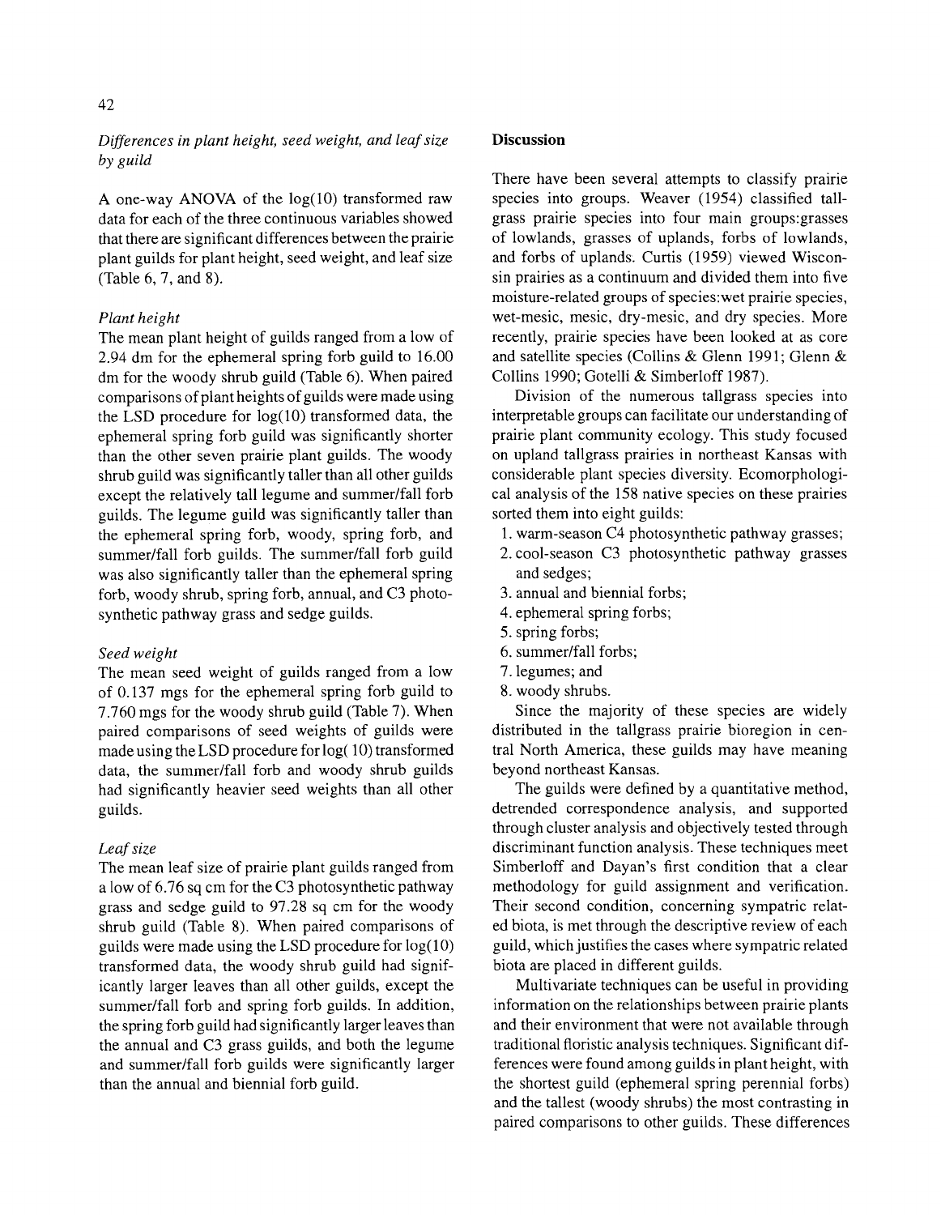*Differences in plant height, seed weight, and leaf size by guild*

A one-way ANOVA of the log(10) transformed raw data for each of the three continuous variables showed that there are significant differences between the prairie plant guilds for plant height, seed weight, and leaf size (Table 6, 7, and 8).

*Plant height*

The mean plant height of guilds ranged from a low of 2.94 dm for the ephemeral spring forb guild to 16.00 dm for the woody shrub guild (Table 6). When paired comparisons of plant heights of guilds were made using the LSD procedure for log(10) transformed data, the ephemeral spring forb guild was significantly shorter than the other seven prairie plant guilds. The woody shrub guild was significantly taller than all other guilds except the relatively tall legume and summer/fall forb guilds. The legume guild was significantly taller than the ephemeral spring forb, woody, spring forb, and summer/fall forb guilds. The summer/fall forb guild was also significantly taller than the ephemeral spring forb, woody shrub, spring forb, annual, and C3 photosynthetic pathway grass and sedge guilds.

*Seed weight*

The mean seed weight of guilds ranged from a low of 0.137 mgs for the ephemeral spring forb guild to 7.760 mgs for the woody shrub guild (Table 7). When paired comparisons of seed weights of guilds were made using the LSD procedure for log( 10) transformed data, the summer/fall forb and woody shrub guilds had significantly heavier seed weights than all other guilds.

*Leaf size*

The mean leaf size of prairie plant guilds ranged from a low of 6.76 sq cm for the C3 photosynthetic pathway grass and sedge guild to 97.28 sq cm for the woody shrub guild (Table 8). When paired comparisons of guilds were made using the LSD procedure for log(10) transformed data, the woody shrub guild had significantly larger leaves than all other guilds, except the summer/fall forb and spring forb guilds. In addition, the spring forb guild had significantly larger leaves than the annual and C3 grass guilds, and both the legume and summer/fall forb guilds were significantly larger than the annual and biennial forb guild.

## Discussion

There have been several attempts to classify prairie species into groups. Weaver (1954) classified tallgrass prairie species into four main groups:grasses of lowlands, grasses of uplands, forbs of lowlands, and forbs of uplands. Curtis (1959) viewed Wisconsin prairies as a continuum and divided them into five moisture-related groups of species:wet prairie species, wet-mesic, mesic, dry-mesic, and dry species. More recently, prairie species have been looked at as core and satellite species (Collins & Glenn 1991; Glenn & Collins 1990; Gotelli & Simberloff 1987).

Division of the numerous tallgrass species into interpretable groups can facilitate our understanding of prairie plant community ecology. This study focused on upland tallgrass prairies in northeast Kansas with considerable plant species diversity. Ecomorphological analysis of the 158 native species on these prairies sorted them into eight guilds:

1. warm-season C4 photosynthetic pathway grasses;
2. cool-season C3 photosynthetic pathway grasses and sedges;
3. annual and biennial forbs;
4. ephemeral spring forbs;
5. spring forbs;
6. summer/fall forbs;
7. legumes; and
8. woody shrubs.

Since the majority of these species are widely distributed in the tallgrass prairie bioregion in central North America, these guilds may have meaning beyond northeast Kansas.

The guilds were defined by a quantitative method, detrended correspondence analysis, and supported through cluster analysis and objectively tested through discriminant function analysis. These techniques meet Simberloff and Dayan's first condition that a clear methodology for guild assignment and verification. Their second condition, concerning sympatric related biota, is met through the descriptive review of each guild, which justifies the cases where sympatric related biota are placed in different guilds.

Multivariate techniques can be useful in providing information on the relationships between prairie plants and their environment that were not available through traditional floristic analysis techniques. Significant differences were found among guilds in plant height, with the shortest guild (ephemeral spring perennial forbs) and the tallest (woody shrubs) the most contrasting in paired comparisons to other guilds. These differences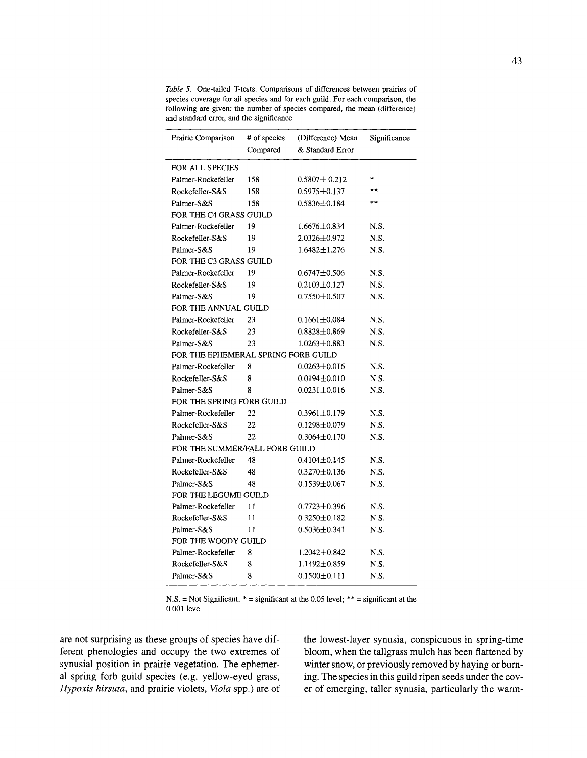*Table 5.* One-tailed T-tests. Comparisons of differences between prairies of species coverage for all species and for each guild. For each comparison, the following are given: the number of species compared, the mean (difference) and standard error, and the significance.

| Prairie Comparison | # of species Compared | (Difference) Mean & Standard Error | Significance |
|---|---|---|---|
| FOR ALL SPECIES | | | |
| Palmer-Rockefeller | 158 | 0.5807± 0.212 | * |
| Rockefeller-S&S | 158 | 0.5975±0.137 | ** |
| Palmer-S&S | 158 | 0.5836±0.184 | ** |
| FOR THE C4 GRASS GUILD | | | |
| Palmer-Rockefeller | 19 | 1.6676±0.834 | N.S. |
| Rockefeller-S&S | 19 | 2.0326±0.972 | N.S. |
| Palmer-S&S | 19 | 1.6482±1.276 | N.S. |
| FOR THE C3 GRASS GUILD | | | |
| Palmer-Rockefeller | 19 | 0.6747±0.506 | N.S. |
| Rockefeller-S&S | 19 | 0.2103±0.127 | N.S. |
| Palmer-S&S | 19 | 0.7550±0.507 | N.S. |
| FOR THE ANNUAL GUILD | | | |
| Palmer-Rockefeller | 23 | 0.1661±0.084 | N.S. |
| Rockefeller-S&S | 23 | 0.8828±0.869 | N.S. |
| Palmer-S&S | 23 | 1.0263±0.883 | N.S. |
| FOR THE EPHEMERAL SPRING FORB GUILD | | | |
| Palmer-Rockefeller | 8 | 0.0263±0.016 | N.S. |
| Rockefeller-S&S | 8 | 0.0194±0.010 | N.S. |
| Palmer-S&S | 8 | 0.0231±0.016 | N.S. |
| FOR THE SPRING FORB GUILD | | | |
| Palmer-Rockefeller | 22 | 0.3961±0.179 | N.S. |
| Rockefeller-S&S | 22 | 0.1298±0.079 | N.S. |
| Palmer-S&S | 22 | 0.3064±0.170 | N.S. |
| FOR THE SUMMER/FALL FORB GUILD | | | |
| Palmer-Rockefeller | 48 | 0.4104±0.145 | N.S. |
| Rockefeller-S&S | 48 | 0.3270±0.136 | N.S. |
| Palmer-S&S | 48 | 0.1539±0.067 | N.S. |
| FOR THE LEGUME GUILD | | | |
| Palmer-Rockefeller | 11 | 0.7723±0.396 | N.S. |
| Rockefeller-S&S | 11 | 0.3250±0.182 | N.S. |
| Palmer-S&S | 11 | 0.5036±0.341 | N.S. |
| FOR THE WOODY GUILD | | | |
| Palmer-Rockefeller | 8 | 1.2042±0.842 | N.S. |
| Rockefeller-S&S | 8 | 1.1492±0.859 | N.S. |
| Palmer-S&S | 8 | 0.1500±0.111 | N.S. |

N.S. = Not Significant; * = significant at the 0.05 level; ** = significant at the 0.001 level.

are not surprising as these groups of species have different phenologies and occupy the two extremes of synusial position in prairie vegetation. The ephemeral spring forb guild species (e.g. yellow-eyed grass, *Hypoxis hirsuta*, and prairie violets, *Viola* spp.) are of the lowest-layer synusia, conspicuous in spring-time bloom, when the tallgrass mulch has been flattened by winter snow, or previously removed by haying or burning. The species in this guild ripen seeds under the cover of emerging, taller synusia, particularly the warm-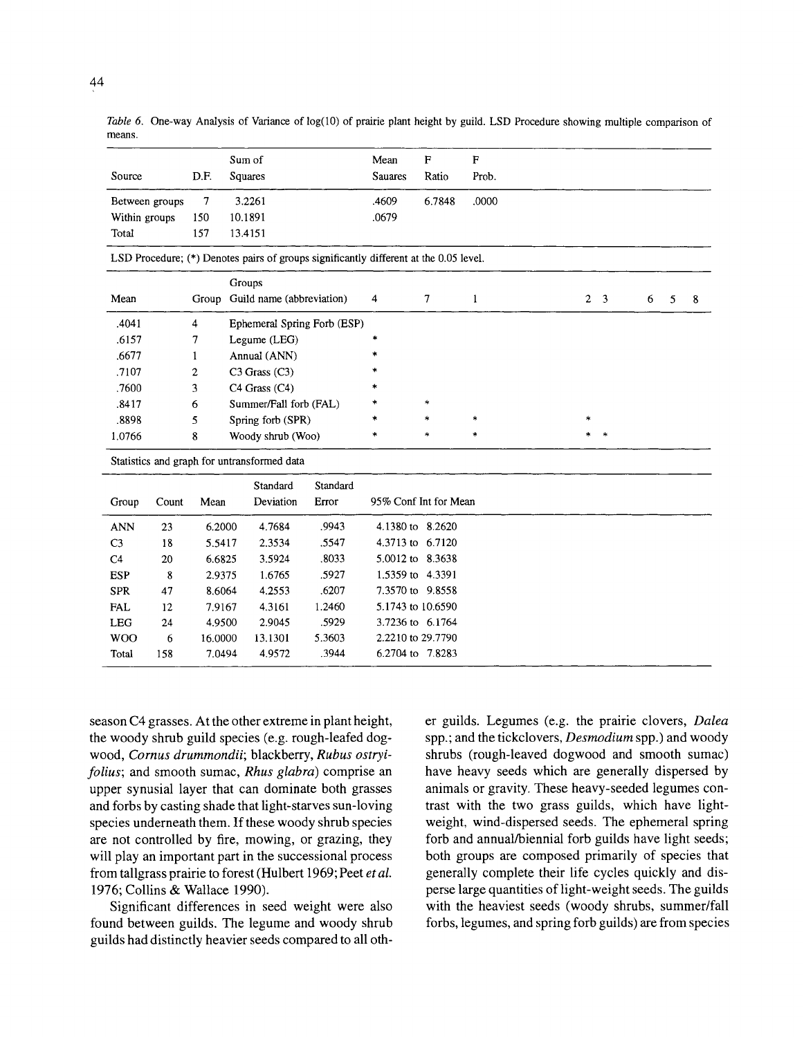*Table 6.* One-way Analysis of Variance of log(10) of prairie plant height by guild. LSD Procedure showing multiple comparison of means.

| Source | D.F. | Sum of Squares | Mean Sauares | F Ratio | F Prob. |
|---|---|---|---|---|---|
| Between groups | 7 | 3.2261 | .4609 | 6.7848 | .0000 |
| Within groups | 150 | 10.1891 | .0679 | | |
| Total | 157 | 13.4151 | | | |

LSD Procedure; (*) Denotes pairs of groups significantly different at the 0.05 level.

| Mean | Group | Groups Guild name (abbreviation) | 4 | 7 | 1 | 2 | 3 | 6 | 5 | 8 |
|---|---|---|---|---|---|---|---|---|---|---|
| .4041 | 4 | Ephemeral Spring Forb (ESP) | | | | | | | | |
| .6157 | 7 | Legume (LEG) | * | | | | | | | |
| .6677 | 1 | Annual (ANN) | * | | | | | | | |
| .7107 | 2 | C3 Grass (C3) | * | | | | | | | |
| .7600 | 3 | C4 Grass (C4) | * | | | | | | | |
| .8417 | 6 | Summer/Fall forb (FAL) | * | * | | | | | | |
| .8898 | 5 | Spring forb (SPR) | * | * | * | * | | | | |
| 1.0766 | 8 | Woody shrub (Woo) | * | * | * | * | * | | | |

Statistics and graph for untransformed data

| Group | Count | Mean | Standard Deviation | Standard Error | 95% Conf Int for Mean |
|---|---|---|---|---|---|
| ANN | 23 | 6.2000 | 4.7684 | .9943 | 4.1380 to 8.2620 |
| C3 | 18 | 5.5417 | 2.3534 | .5547 | 4.3713 to 6.7120 |
| C4 | 20 | 6.6825 | 3.5924 | .8033 | 5.0012 to 8.3638 |
| ESP | 8 | 2.9375 | 1.6765 | .5927 | 1.5359 to 4.3391 |
| SPR | 47 | 8.6064 | 4.2553 | .6207 | 7.3570 to 9.8558 |
| FAL | 12 | 7.9167 | 4.3161 | 1.2460 | 5.1743 to 10.6590 |
| LEG | 24 | 4.9500 | 2.9045 | .5929 | 3.7236 to 6.1764 |
| WOO | 6 | 16.0000 | 13.1301 | 5.3603 | 2.2210 to 29.7790 |
| Total | 158 | 7.0494 | 4.9572 | .3944 | 6.2704 to 7.8283 |

season C4 grasses. At the other extreme in plant height, the woody shrub guild species (e.g. rough-leafed dogwood, *Cornus drummondii*; blackberry, *Rubus ostryifolius*; and smooth sumac, *Rhus glabra*) comprise an upper synusial layer that can dominate both grasses and forbs by casting shade that light-starves sun-loving species underneath them. If these woody shrub species are not controlled by fire, mowing, or grazing, they will play an important part in the successional process from tallgrass prairie to forest (Hulbert 1969; Peet *et al.* 1976; Collins & Wallace 1990).

Significant differences in seed weight were also found between guilds. The legume and woody shrub guilds had distinctly heavier seeds compared to all other guilds. Legumes (e.g. the prairie clovers, *Dalea* spp.; and the tickclovers, *Desmodium* spp.) and woody shrubs (rough-leaved dogwood and smooth sumac) have heavy seeds which are generally dispersed by animals or gravity. These heavy-seeded legumes contrast with the two grass guilds, which have light-weight, wind-dispersed seeds. The ephemeral spring forb and annual/biennial forb guilds have light seeds; both groups are composed primarily of species that generally complete their life cycles quickly and disperse large quantities of light-weight seeds. The guilds with the heaviest seeds (woody shrubs, summer/fall forbs, legumes, and spring forb guilds) are from species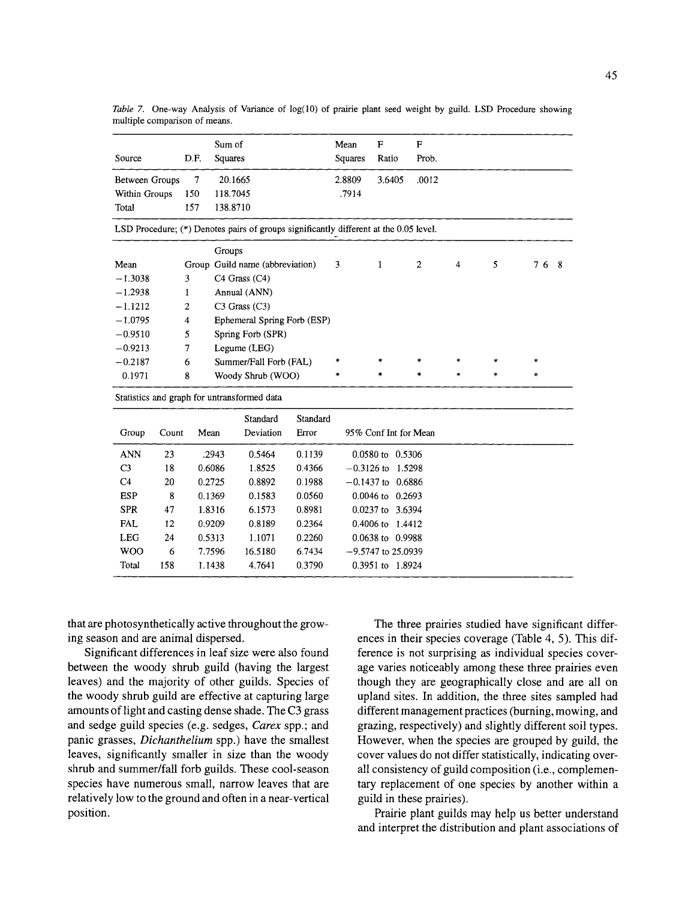*Table 7.* One-way Analysis of Variance of log(10) of prairie plant seed weight by guild. LSD Procedure showing multiple comparison of means.

| Source | D.F. | Sum of Squares | Mean Squares | F Ratio | F Prob. |
|---|---|---|---|---|---|
| Between Groups | 7 | 20.1665 | 2.8809 | 3.6405 | .0012 |
| Within Groups | 150 | 118.7045 | .7914 | | |
| Total | 157 | 138.8710 | | | |

LSD Procedure; (*) Denotes pairs of groups significantly different at the 0.05 level.

| Mean | Group | Groups Guild name (abbreviation) | 3 | 1 | 2 | 4 | 5 | 7 | 6 | 8 |
|---|---|---|---|---|---|---|---|---|---|---|
| −1.3038 | 3 | C4 Grass (C4) | | | | | | | | |
| −1.2938 | 1 | Annual (ANN) | | | | | | | | |
| −1.1212 | 2 | C3 Grass (C3) | | | | | | | | |
| −1.0795 | 4 | Ephemeral Spring Forb (ESP) | | | | | | | | |
| −0.9510 | 5 | Spring Forb (SPR) | | | | | | | | |
| −0.9213 | 7 | Legume (LEG) | | | | | | | | |
| −0.2187 | 6 | Summer/Fall Forb (FAL) | * | * | * | * | * | * | | |
| 0.1971 | 8 | Woody Shrub (WOO) | * | * | * | * | * | * | | |

Statistics and graph for untransformed data

| Group | Count | Mean | Standard Deviation | Standard Error | 95% Conf Int for Mean |
|---|---|---|---|---|---|
| ANN | 23 | .2943 | 0.5464 | 0.1139 | 0.0580 to 0.5306 |
| C3 | 18 | 0.6086 | 1.8525 | 0.4366 | −0.3126 to 1.5298 |
| C4 | 20 | 0.2725 | 0.8892 | 0.1988 | −0.1437 to 0.6886 |
| ESP | 8 | 0.1369 | 0.1583 | 0.0560 | 0.0046 to 0.2693 |
| SPR | 47 | 1.8316 | 6.1573 | 0.8981 | 0.0237 to 3.6394 |
| FAL | 12 | 0.9209 | 0.8189 | 0.2364 | 0.4006 to 1.4412 |
| LEG | 24 | 0.5313 | 1.1071 | 0.2260 | 0.0638 to 0.9988 |
| WOO | 6 | 7.7596 | 16.5180 | 6.7434 | −9.5747 to 25.0939 |
| Total | 158 | 1.1438 | 4.7641 | 0.3790 | 0.3951 to 1.8924 |

that are photosynthetically active throughout the growing season and are animal dispersed.

Significant differences in leaf size were also found between the woody shrub guild (having the largest leaves) and the majority of other guilds. Species of the woody shrub guild are effective at capturing large amounts of light and casting dense shade. The C3 grass and sedge guild species (e.g. sedges, *Carex* spp.; and panic grasses, *Dichanthelium* spp.) have the smallest leaves, significantly smaller in size than the woody shrub and summer/fall forb guilds. These cool-season species have numerous small, narrow leaves that are relatively low to the ground and often in a near-vertical position.

The three prairies studied have significant differences in their species coverage (Table 4, 5). This difference is not surprising as individual species coverage varies noticeably among these three prairies even though they are geographically close and are all on upland sites. In addition, the three sites sampled had different management practices (burning, mowing, and grazing, respectively) and slightly different soil types. However, when the species are grouped by guild, the cover values do not differ statistically, indicating overall consistency of guild composition (i.e., complementary replacement of one species by another within a guild in these prairies).

Prairie plant guilds may help us better understand and interpret the distribution and plant associations of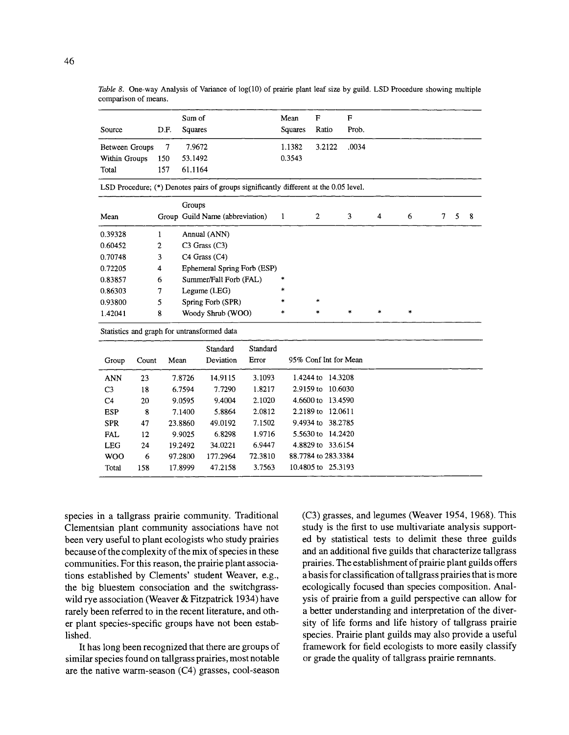*Table 8.* One-way Analysis of Variance of log(10) of prairie plant leaf size by guild. LSD Procedure showing multiple comparison of means.

| Source | D.F. | Sum of Squares | Mean Squares | F Ratio | F Prob. |
|---|---|---|---|---|---|
| Between Groups | 7 | 7.9672 | 1.1382 | 3.2122 | .0034 |
| Within Groups | 150 | 53.1492 | 0.3543 | | |
| Total | 157 | 61.1164 | | | |

LSD Procedure; (*) Denotes pairs of groups significantly different at the 0.05 level.

| Mean | Group | Groups Guild Name (abbreviation) | 1 | 2 | 3 | 4 | 6 | 7 | 5 | 8 |
|---|---|---|---|---|---|---|---|---|---|---|
| 0.39328 | 1 | Annual (ANN) | | | | | | | | |
| 0.60452 | 2 | C3 Grass (C3) | | | | | | | | |
| 0.70748 | 3 | C4 Grass (C4) | | | | | | | | |
| 0.72205 | 4 | Ephemeral Spring Forb (ESP) | | | | | | | | |
| 0.83857 | 6 | Summer/Fall Forb (FAL) | * | | | | | | | |
| 0.86303 | 7 | Legume (LEG) | * | | | | | | | |
| 0.93800 | 5 | Spring Forb (SPR) | * | * | | | | | | |
| 1.42041 | 8 | Woody Shrub (WOO) | * | * | * | * | * | | | |

Statistics and graph for untransformed data

| Group | Count | Mean | Standard Deviation | Standard Error | 95% Conf Int for Mean |
|---|---|---|---|---|---|
| ANN | 23 | 7.8726 | 14.9115 | 3.1093 | 1.4244 to 14.3208 |
| C3 | 18 | 6.7594 | 7.7290 | 1.8217 | 2.9159 to 10.6030 |
| C4 | 20 | 9.0595 | 9.4004 | 2.1020 | 4.6600 to 13.4590 |
| ESP | 8 | 7.1400 | 5.8864 | 2.0812 | 2.2189 to 12.0611 |
| SPR | 47 | 23.8860 | 49.0192 | 7.1502 | 9.4934 to 38.2785 |
| FAL | 12 | 9.9025 | 6.8298 | 1.9716 | 5.5630 to 14.2420 |
| LEG | 24 | 19.2492 | 34.0221 | 6.9447 | 4.8829 to 33.6154 |
| WOO | 6 | 97.2800 | 177.2964 | 72.3810 | 88.7784 to 283.3384 |
| Total | 158 | 17.8999 | 47.2158 | 3.7563 | 10.4805 to 25.3193 |

species in a tallgrass prairie community. Traditional Clementsian plant community associations have not been very useful to plant ecologists who study prairies because of the complexity of the mix of species in these communities. For this reason, the prairie plant associations established by Clements' student Weaver, e.g., the big bluestem consociation and the switchgrass-wild rye association (Weaver & Fitzpatrick 1934) have rarely been referred to in the recent literature, and other plant species-specific groups have not been established.

It has long been recognized that there are groups of similar species found on tallgrass prairies, most notable are the native warm-season (C4) grasses, cool-season (C3) grasses, and legumes (Weaver 1954, 1968). This study is the first to use multivariate analysis supported by statistical tests to delimit these three guilds and an additional five guilds that characterize tallgrass prairies. The establishment of prairie plant guilds offers a basis for classification of tallgrass prairies that is more ecologically focused than species composition. Analysis of prairie from a guild perspective can allow for a better understanding and interpretation of the diversity of life forms and life history of tallgrass prairie species. Prairie plant guilds may also provide a useful framework for field ecologists to more easily classify or grade the quality of tallgrass prairie remnants.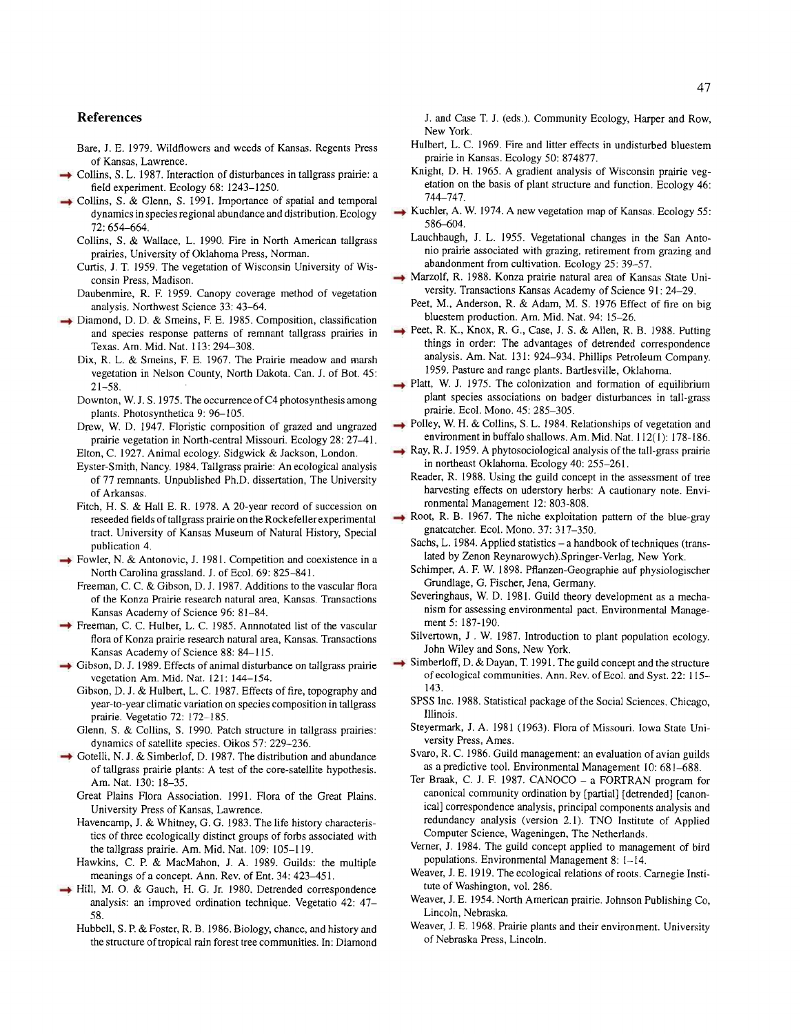## References

Bare, J. E. 1979. Wildflowers and weeds of Kansas. Regents Press of Kansas, Lawrence.

Collins, S. L. 1987. Interaction of disturbances in tallgrass prairie: a field experiment. Ecology 68: 1243–1250.

Collins, S. & Glenn, S. 1991. Importance of spatial and temporal dynamics in species regional abundance and distribution. Ecology 72: 654–664.

Collins, S. & Wallace, L. 1990. Fire in North American tallgrass prairies, University of Oklahoma Press, Norman.

Curtis, J. T. 1959. The vegetation of Wisconsin University of Wisconsin Press, Madison.

Daubenmire, R. F. 1959. Canopy coverage method of vegetation analysis. Northwest Science 33: 43–64.

Diamond, D. D. & Smeins, F. E. 1985. Composition, classification and species response patterns of remnant tallgrass prairies in Texas. Am. Mid. Nat. 113: 294–308.

Dix, R. L. & Smeins, F. E. 1967. The Prairie meadow and marsh vegetation in Nelson County, North Dakota. Can. J. of Bot. 45: 21–58.

Downton, W. J. S. 1975. The occurrence of C4 photosynthesis among plants. Photosynthetica 9: 96–105.

Drew, W. D. 1947. Floristic composition of grazed and ungrazed prairie vegetation in North-central Missouri. Ecology 28: 27–41.

Elton, C. 1927. Animal ecology. Sidgwick & Jackson, London.

Eyster-Smith, Nancy. 1984. Tallgrass prairie: An ecological analysis of 77 remnants. Unpublished Ph.D. dissertation, The University of Arkansas.

Fitch, H. S. & Hall E. R. 1978. A 20-year record of succession on reseeded fields of tallgrass prairie on the Rockefeller experimental tract. University of Kansas Museum of Natural History, Special publication 4.

Fowler, N. & Antonovic, J. 1981. Competition and coexistence in a North Carolina grassland. J. of Ecol. 69: 825–841.

Freeman, C. C. & Gibson, D. J. 1987. Additions to the vascular flora of the Konza Prairie research natural area, Kansas. Transactions Kansas Academy of Science 96: 81–84.

Freeman, C. C. Hulber, L. C. 1985. Annnotated list of the vascular flora of Konza prairie research natural area, Kansas. Transactions Kansas Academy of Science 88: 84–115.

Gibson, D. J. 1989. Effects of animal disturbance on tallgrass prairie vegetation Am. Mid. Nat. 121: 144–154.

Gibson, D. J. & Hulbert, L. C. 1987. Effects of fire, topography and year-to-year climatic variation on species composition in tallgrass prairie. Vegetatio 72: 172–185.

Glenn, S. & Collins, S. 1990. Patch structure in tallgrass prairies: dynamics of satellite species. Oikos 57: 229–236.

Gotelli, N. J. & Simberlof, D. 1987. The distribution and abundance of tallgrass prairie plants: A test of the core-satellite hypothesis. Am. Nat. 130: 18–35.

Great Plains Flora Association. 1991. Flora of the Great Plains. University Press of Kansas, Lawrence.

Havencamp, J. & Whitney, G. G. 1983. The life history characteristics of three ecologically distinct groups of forbs associated with the tallgrass prairie. Am. Mid. Nat. 109: 105–119.

Hawkins, C. P. & MacMahon, J. A. 1989. Guilds: the multiple meanings of a concept. Ann. Rev. of Ent. 34: 423–451.

Hill, M. O. & Gauch, H. G. Jr. 1980. Detrended correspondence analysis: an improved ordination technique. Vegetatio 42: 47–58.

Hubbell, S. P. & Foster, R. B. 1986. Biology, chance, and history and the structure of tropical rain forest tree communities. In: Diamond J. and Case T. J. (eds.). Community Ecology, Harper and Row, New York.

Hulbert, L. C. 1969. Fire and litter effects in undisturbed bluestem prairie in Kansas. Ecology 50: 874877.

Knight, D. H. 1965. A gradient analysis of Wisconsin prairie vegetation on the basis of plant structure and function. Ecology 46: 744–747.

Kuchler, A. W. 1974. A new vegetation map of Kansas. Ecology 55: 586–604.

Lauchbaugh, J. L. 1955. Vegetational changes in the San Antonio prairie associated with grazing, retirement from grazing and abandonment from cultivation. Ecology 25: 39–57.

Marzolf, R. 1988. Konza prairie natural area of Kansas State University. Transactions Kansas Academy of Science 91: 24–29.

Peet, M., Anderson, R. & Adam, M. S. 1976 Effect of fire on big bluestem production. Am. Mid. Nat. 94: 15–26.

Peet, R. K., Knox, R. G., Case, J. S. & Allen, R. B. 1988. Putting things in order: The advantages of detrended correspondence analysis. Am. Nat. 131: 924–934. Phillips Petroleum Company. 1959. Pasture and range plants. Bartlesville, Oklahoma.

Platt, W. J. 1975. The colonization and formation of equilibrium plant species associations on badger disturbances in tall-grass prairie. Ecol. Mono. 45: 285–305.

Polley, W. H. & Collins, S. L. 1984. Relationships of vegetation and environment in buffalo shallows. Am. Mid. Nat. 112(1): 178-186.

Ray, R. J. 1959. A phytosociological analysis of the tall-grass prairie in northeast Oklahoma. Ecology 40: 255–261.

Reader, R. 1988. Using the guild concept in the assessment of tree harvesting effects on uderstory herbs: A cautionary note. Environmental Management 12: 803-808.

Root, R. B. 1967. The niche exploitation pattern of the blue-gray gnatcatcher. Ecol. Mono. 37: 317–350.

Sachs, L. 1984. Applied statistics – a handbook of techniques (translated by Zenon Reynarowych).Springer-Verlag, New York.

Schimper, A. F. W. 1898. Pflanzen-Geographie auf physiologischer Grundlage, G. Fischer, Jena, Germany.

Severinghaus, W. D. 1981. Guild theory development as a mechanism for assessing environmental pact. Environmental Management 5: 187-190.

Silvertown, J . W. 1987. Introduction to plant population ecology. John Wiley and Sons, New York.

Simberloff, D. & Dayan, T. 1991. The guild concept and the structure of ecological communities. Ann. Rev. of Ecol. and Syst. 22: 115–143.

SPSS Inc. 1988. Statistical package of the Social Sciences. Chicago, Illinois.

Steyermark, J. A. 1981 (1963). Flora of Missouri. Iowa State University Press, Ames.

Svaro, R. C. 1986. Guild management: an evaluation of avian guilds as a predictive tool. Environmental Management 10: 681–688.

Ter Braak, C. J. F. 1987. CANOCO – a FORTRAN program for canonical community ordination by [partial] [detrended] [canonical] correspondence analysis, principal components analysis and redundancy analysis (version 2.1). TNO Institute of Applied Computer Science, Wageningen, The Netherlands.

Verner, J. 1984. The guild concept applied to management of bird populations. Environmental Management 8: 1–14.

Weaver, J. E. 1919. The ecological relations of roots. Carnegie Institute of Washington, vol. 286.

Weaver, J. E. 1954. North American prairie. Johnson Publishing Co, Lincoln, Nebraska.

Weaver, J. E. 1968. Prairie plants and their environment. University of Nebraska Press, Lincoln.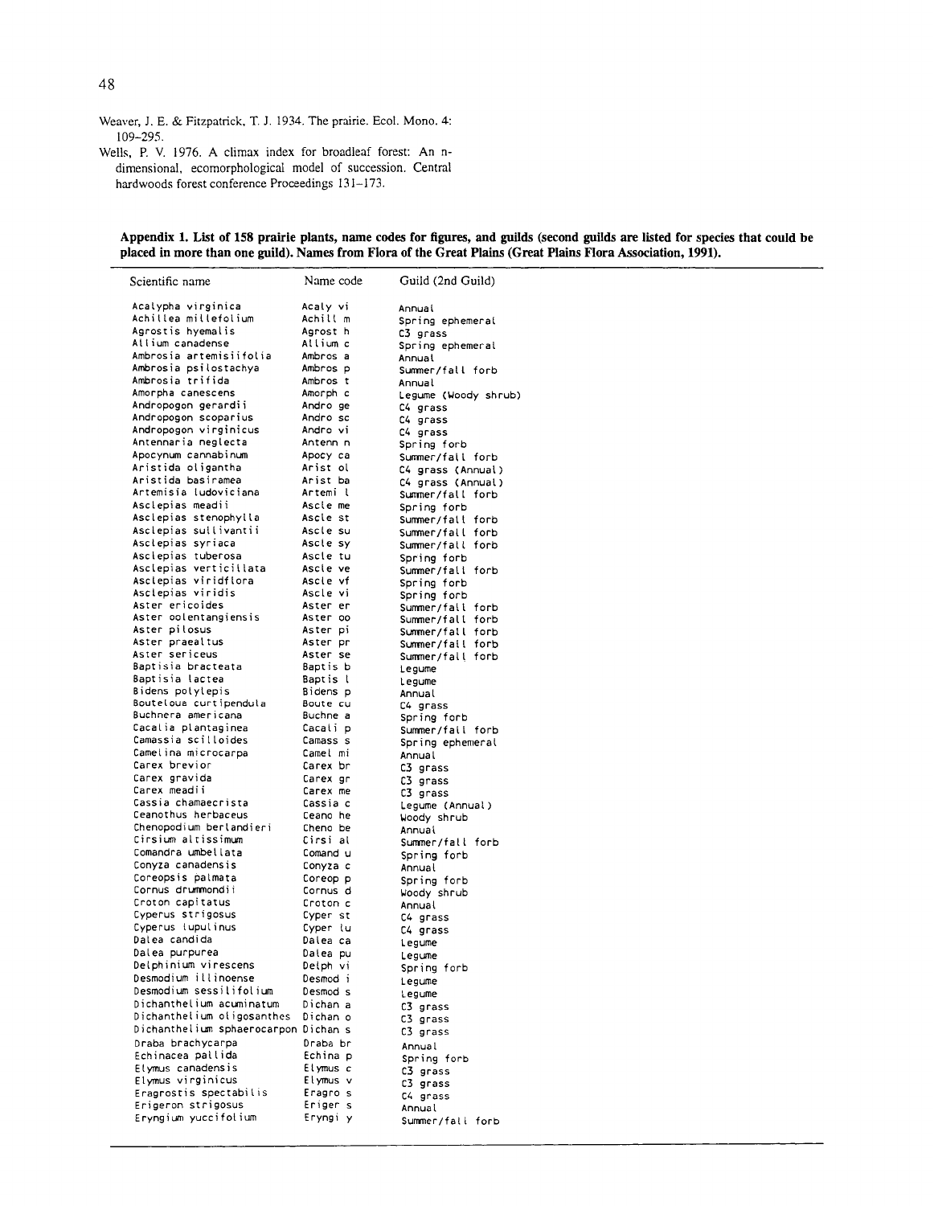Weaver, J. E. & Fitzpatrick, T. J. 1934. The prairie. Ecol. Mono. 4: 109–295.

Wells, P. V. 1976. A climax index for broadleaf forest: An n-dimensional, ecomorphological model of succession. Central hardwoods forest conference Proceedings 131–173.

**Appendix 1. List of 158 prairie plants, name codes for figures, and guilds (second guilds are listed for species that could be placed in more than one guild). Names from Flora of the Great Plains (Great Plains Flora Association, 1991).**

| Scientific name | Name code | Guild (2nd Guild) |
|---|---|---|
| Acalypha virginica | Acaly vi | Annual |
| Achillea millefolium | Achill m | Spring ephemeral |
| Agrostis hyemalis | Agrost h | C3 grass |
| Allium canadense | Allium c | Spring ephemeral |
| Ambrosia artemisiifolia | Ambros a | Annual |
| Ambrosia psilostachya | Ambros p | Summer/fall forb |
| Ambrosia trifida | Ambros t | Annual |
| Amorpha canescens | Amorph c | Legume (Woody shrub) |
| Andropogon gerardii | Andro ge | C4 grass |
| Andropogon scoparius | Andro sc | C4 grass |
| Andropogon virginicus | Andro vi | C4 grass |
| Antennaria neglecta | Antenn n | Spring forb |
| Apocynum cannabinum | Apocy ca | Summer/fall forb |
| Aristida oligantha | Arist ol | C4 grass (Annual) |
| Aristida basiramea | Arist ba | C4 grass (Annual) |
| Artemisia ludoviciana | Artemi l | Summer/fall forb |
| Asclepias meadii | Ascle me | Spring forb |
| Asclepias stenophylla | Ascle st | Summer/fall forb |
| Asclepias sullivantii | Ascle su | Summer/fall forb |
| Asclepias syriaca | Ascle sy | Summer/fall forb |
| Asclepias tuberosa | Ascle tu | Spring forb |
| Asclepias verticillata | Ascle ve | Summer/fall forb |
| Asclepias viridflora | Ascle vf | Spring forb |
| Asclepias viridis | Ascle vi | Spring forb |
| Aster ericoides | Aster er | Summer/fall forb |
| Aster oolentangiensis | Aster oo | Summer/fall forb |
| Aster pilosus | Aster pi | Summer/fall forb |
| Aster praealtus | Aster pr | Summer/fall forb |
| Aster sericeus | Aster se | Summer/fall forb |
| Baptisia bracteata | Baptis b | Legume |
| Baptisia lactea | Baptis l | Legume |
| Bidens polylepis | Bidens p | Annual |
| Bouteloua curtipendula | Boute cu | C4 grass |
| Buchnera americana | Buchne a | Spring forb |
| Cacalia plantaginea | Cacali p | Summer/fall forb |
| Camassia scilloides | Camass s | Spring ephemeral |
| Camelina microcarpa | Camel mi | Annual |
| Carex brevior | Carex br | C3 grass |
| Carex gravida | Carex gr | C3 grass |
| Carex meadii | Carex me | C3 grass |
| Cassia chamaecrista | Cassia c | Legume (Annual) |
| Ceanothus herbaceus | Ceano he | Woody shrub |
| Chenopodium berlandieri | Cheno be | Annual |
| Cirsium altissimum | Cirsi al | Summer/fall forb |
| Comandra umbellata | Comand u | Spring forb |
| Conyza canadensis | Conyza c | Annual |
| Coreopsis palmata | Coreop p | Spring forb |
| Cornus drummondii | Cornus d | Woody shrub |
| Croton capitatus | Croton c | Annual |
| Cyperus strigosus | Cyper st | C4 grass |
| Cyperus lupulinus | Cyper lu | C4 grass |
| Dalea candida | Dalea ca | Legume |
| Dalea purpurea | Dalea pu | Legume |
| Delphinium virescens | Delph vi | Spring forb |
| Desmodium illinoense | Desmod i | Legume |
| Desmodium sessilifolium | Desmod s | Legume |
| Dichanthelium acuminatum | Dichan a | C3 grass |
| Dichanthelium oligosanthes | Dichan o | C3 grass |
| Dichanthelium sphaerocarpon | Dichan s | C3 grass |
| Draba brachycarpa | Draba br | Annual |
| Echinacea pallida | Echina p | Spring forb |
| Elymus canadensis | Elymus c | C3 grass |
| Elymus virginicus | Elymus v | C3 grass |
| Eragrostis spectabilis | Eragro s | C4 grass |
| Erigeron strigosus | Eriger s | Annual |
| Eryngium yuccifolium | Eryngi y | Summer/fall forb |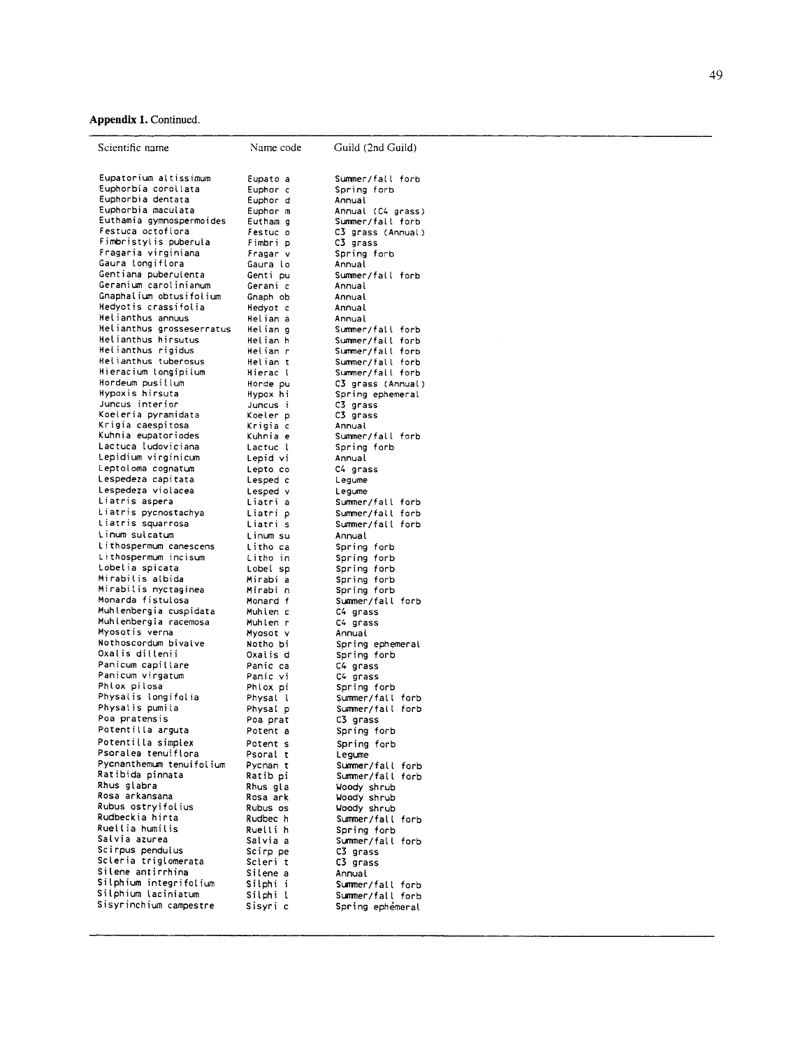**Appendix 1.** Continued.

| Scientific name | Name code | Guild (2nd Guild) |
|---|---|---|
| Eupatorium altissimum | Eupato a | Summer/fall forb |
| Euphorbia corollata | Euphor c | Spring forb |
| Euphorbia dentata | Euphor d | Annual |
| Euphorbia maculata | Euphor m | Annual (C4 grass) |
| Euthamia gymnospermoides | Eutham g | Summer/fall forb |
| Festuca octoflora | Festuc o | C3 grass (Annual) |
| Fimbristylis puberula | Fimbri p | C3 grass |
| Fragaria virginiana | Fragar v | Spring forb |
| Gaura longiflora | Gaura lo | Annual |
| Gentiana puberulenta | Genti pu | Summer/fall forb |
| Geranium carolinianum | Gerani c | Annual |
| Gnaphalium obtusifolium | Gnaph ob | Annual |
| Hedyotis crassifolia | Hedyot c | Annual |
| Helianthus annuus | Helian a | Annual |
| Helianthus grosseserratus | Helian g | Summer/fall forb |
| Helianthus hirsutus | Helian h | Summer/fall forb |
| Helianthus rigidus | Helian r | Summer/fall forb |
| Helianthus tuberosus | Helian t | Summer/fall forb |
| Hieracium longipilum | Hierac l | Summer/fall forb |
| Hordeum pusillum | Horde pu | C3 grass (Annual) |
| Hypoxis hirsuta | Hypox hi | Spring ephemeral |
| Juncus interior | Juncus i | C3 grass |
| Koeleria pyramidata | Koeler p | C3 grass |
| Krigia caespitosa | Krigia c | Annual |
| Kuhnia eupatoriodes | Kuhnia e | Summer/fall forb |
| Lactuca ludoviciana | Lactuc l | Spring forb |
| Lepidium virginicum | Lepid vi | Annual |
| Leptoloma cognatum | Lepto co | C4 grass |
| Lespedeza capitata | Lesped c | Legume |
| Lespedeza violacea | Lesped v | Legume |
| Liatris aspera | Liatri a | Summer/fall forb |
| Liatris pycnostachya | Liatri p | Summer/fall forb |
| Liatris squarrosa | Liatri s | Summer/fall forb |
| Linum sulcatum | Linum su | Annual |
| Lithospermum canescens | Litho ca | Spring forb |
| Lithospermum incisum | Litho in | Spring forb |
| Lobelia spicata | Lobel sp | Spring forb |
| Mirabilis albida | Mirabi a | Spring forb |
| Mirabilis nyctaginea | Mirabi n | Spring forb |
| Monarda fistulosa | Monard f | Summer/fall forb |
| Muhlenbergia cuspidata | Muhlen c | C4 grass |
| Muhlenbergia racemosa | Muhlen r | C4 grass |
| Myosotis verna | Myosot v | Annual |
| Nothoscordum bivalve | Notho bi | Spring ephemeral |
| Oxalis dillenii | Oxalis d | Spring forb |
| Panicum capillare | Panic ca | C4 grass |
| Panicum virgatum | Panic vi | C4 grass |
| Phlox pilosa | Phlox pi | Spring forb |
| Physalis longifolia | Physal l | Summer/fall forb |
| Physalis pumila | Physal p | Summer/fall forb |
| Poa pratensis | Poa prat | C3 grass |
| Potentilla arguta | Potent a | Spring forb |
| Potentilla simplex | Potent s | Spring forb |
| Psoralea tenuiflora | Psoral t | Legume |
| Pycnanthemum tenuifolium | Pycnan t | Summer/fall forb |
| Ratibida pinnata | Ratib pi | Summer/fall forb |
| Rhus glabra | Rhus gla | Woody shrub |
| Rosa arkansana | Rosa ark | Woody shrub |
| Rubus ostryifolius | Rubus os | Woody shrub |
| Rudbeckia hirta | Rudbec h | Summer/fall forb |
| Ruellia humilis | Ruelli h | Spring forb |
| Salvia azurea | Salvia a | Summer/fall forb |
| Scirpus pendulus | Scirp pe | C3 grass |
| Scleria triglomerata | Scleri t | C3 grass |
| Silene antirrhina | Silene a | Annual |
| Silphium integrifolium | Silphi i | Summer/fall forb |
| Silphium laciniatum | Silphi l | Summer/fall forb |
| Sisyrinchium campestre | Sisyri c | Spring ephemeral |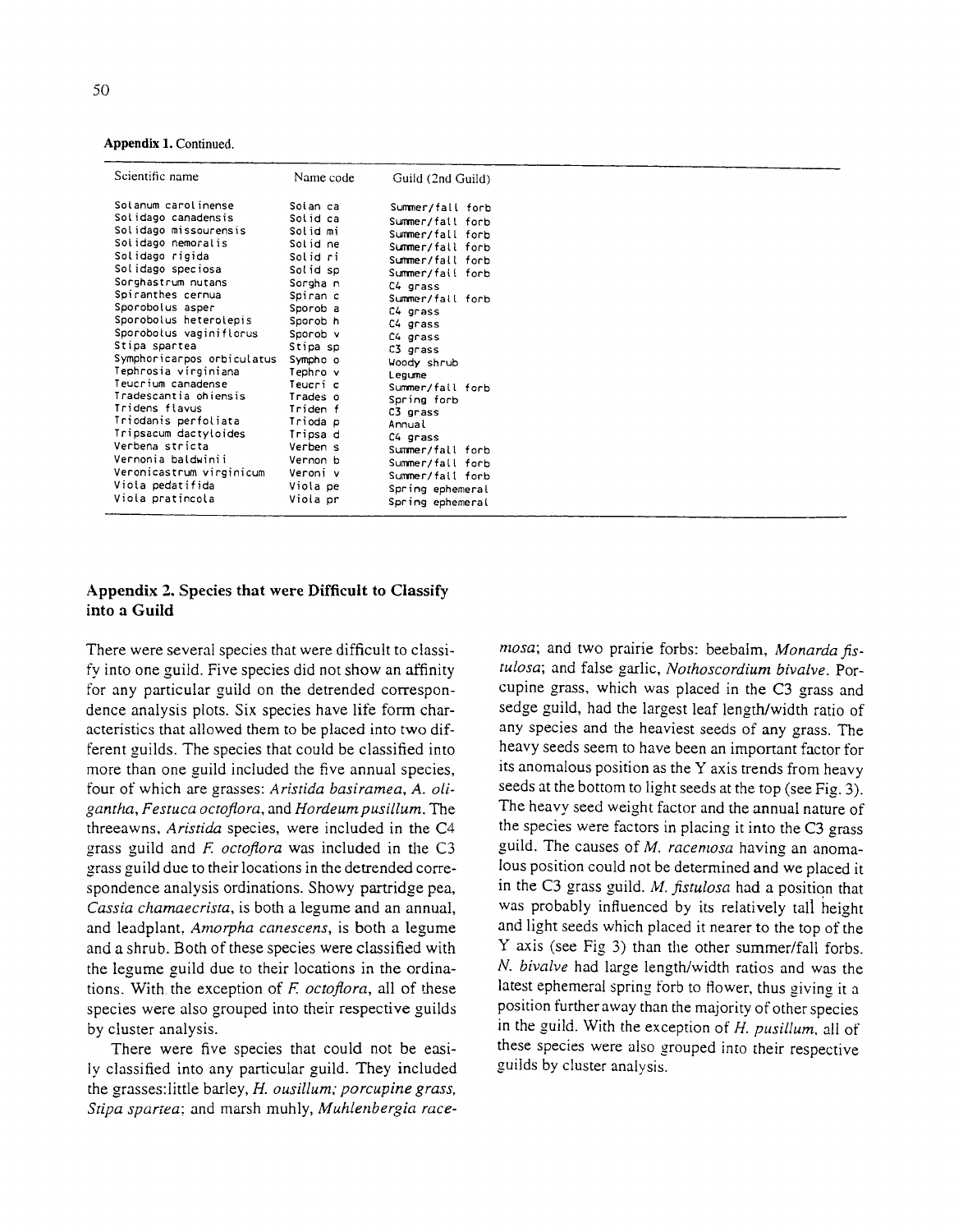**Appendix 1.** Continued.

| Scientific name | Name code | Guild (2nd Guild) |
|---|---|---|
| Solanum carolinense | Solan ca | Summer/fall forb |
| Solidago canadensis | Solid ca | Summer/fall forb |
| Solidago missourensis | Solid mi | Summer/fall forb |
| Solidago nemoralis | Solid ne | Summer/fall forb |
| Solidago rigida | Solid ri | Summer/fall forb |
| Solidago speciosa | Solid sp | Summer/fall forb |
| Sorghastrum nutans | Sorgha n | C4 grass |
| Spiranthes cernua | Spiran c | Summer/fall forb |
| Sporobolus asper | Sporob a | C4 grass |
| Sporobolus heterolepis | Sporob h | C4 grass |
| Sporobolus vaginiflorus | Sporob v | C4 grass |
| Stipa spartea | Stipa sp | C3 grass |
| Symphoricarpos orbiculatus | Sympho o | Woody shrub |
| Tephrosia virginiana | Tephro v | Legume |
| Teucrium canadense | Teucri c | Summer/fall forb |
| Tradescantia ohiensis | Trades o | Spring forb |
| Tridens flavus | Triden f | C3 grass |
| Triodanis perfoliata | Trioda p | Annual |
| Tripsacum dactyloides | Tripsa d | C4 grass |
| Verbena stricta | Verben s | Summer/fall forb |
| Vernonia baldwinii | Vernon b | Summer/fall forb |
| Veronicastrum virginicum | Veroni v | Summer/fall forb |
| Viola pedatifida | Viola pe | Spring ephemeral |
| Viola pratincola | Viola pr | Spring ephemeral |

## Appendix 2. Species that were Difficult to Classify into a Guild

There were several species that were difficult to classify into one guild. Five species did not show an affinity for any particular guild on the detrended correspondence analysis plots. Six species have life form characteristics that allowed them to be placed into two different guilds. The species that could be classified into more than one guild included the five annual species, four of which are grasses: *Aristida basiramea*, *A. oligantha*, *Festuca octoflora*, and *Hordeum pusillum*. The threeawns, *Aristida* species, were included in the C4 grass guild and *F. octoflora* was included in the C3 grass guild due to their locations in the detrended correspondence analysis ordinations. Showy partridge pea, *Cassia chamaecrista*, is both a legume and an annual, and leadplant, *Amorpha canescens*, is both a legume and a shrub. Both of these species were classified with the legume guild due to their locations in the ordinations. With the exception of *F. octoflora*, all of these species were also grouped into their respective guilds by cluster analysis.

There were five species that could not be easily classified into any particular guild. They included the grasses: little barley, *H. ousillum; porcupine grass, Stipa spartea*; and marsh muhly, *Muhlenbergia racemosa*; and two prairie forbs: beebalm, *Monarda fistulosa*; and false garlic, *Nothoscordium bivalve*. Porcupine grass, which was placed in the C3 grass and sedge guild, had the largest leaf length/width ratio of any species and the heaviest seeds of any grass. The heavy seeds seem to have been an important factor for its anomalous position as the Y axis trends from heavy seeds at the bottom to light seeds at the top (see Fig. 3). The heavy seed weight factor and the annual nature of the species were factors in placing it into the C3 grass guild. The causes of *M. racemosa* having an anomalous position could not be determined and we placed it in the C3 grass guild. *M. fistulosa* had a position that was probably influenced by its relatively tall height and light seeds which placed it nearer to the top of the Y axis (see Fig 3) than the other summer/fall forbs. *N. bivalve* had large length/width ratios and was the latest ephemeral spring forb to flower, thus giving it a position further away than the majority of other species in the guild. With the exception of *H. pusillum*, all of these species were also grouped into their respective guilds by cluster analysis.